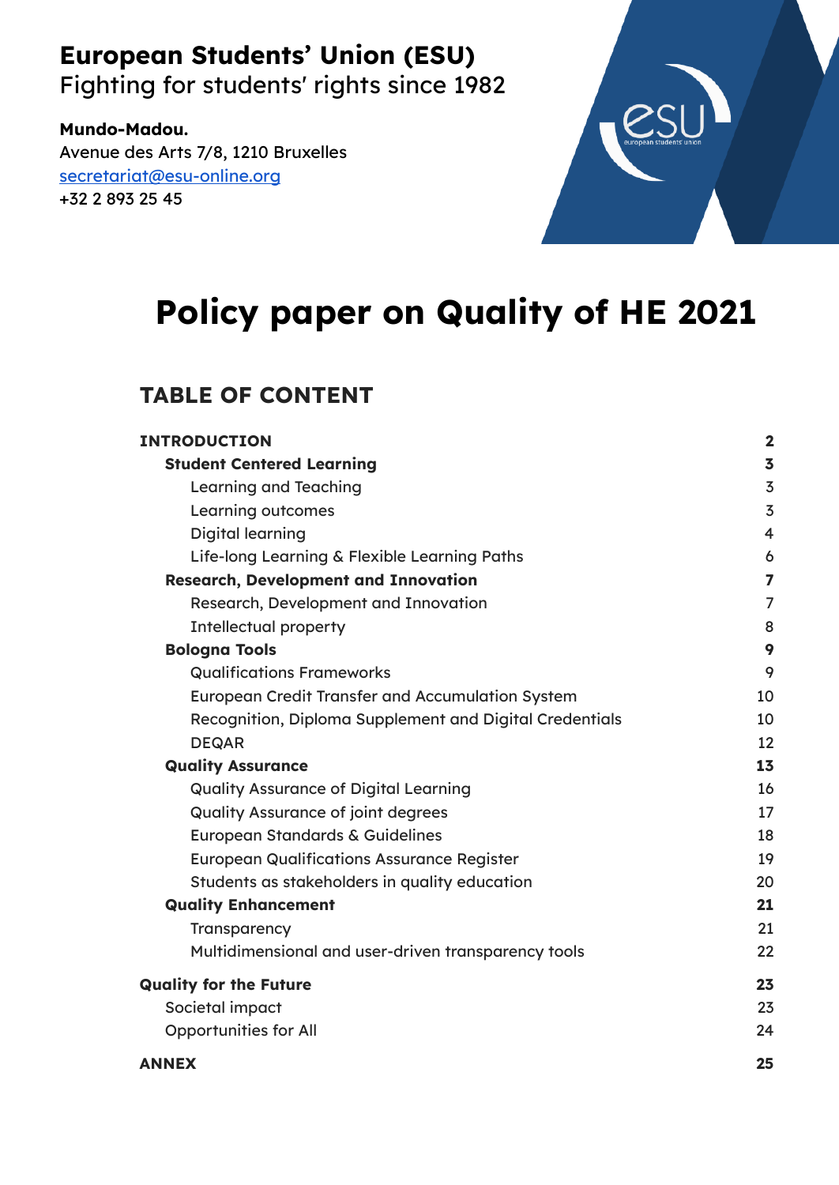**European Students' Union (ESU)**
Fighting for students' rights since 1982

**Mundo-Madou.**
Avenue des Arts 7/8, 1210 Bruxelles
secretariat@esu-online.org
+32 2 893 25 45

# Policy paper on Quality of HE 2021

## TABLE OF CONTENT

| | |
|---|---|
| **INTRODUCTION** | **2** |
| **Student Centered Learning** | **3** |
| Learning and Teaching | 3 |
| Learning outcomes | 3 |
| Digital learning | 4 |
| Life-long Learning & Flexible Learning Paths | 6 |
| **Research, Development and Innovation** | **7** |
| Research, Development and Innovation | 7 |
| Intellectual property | 8 |
| **Bologna Tools** | **9** |
| Qualifications Frameworks | 9 |
| European Credit Transfer and Accumulation System | 10 |
| Recognition, Diploma Supplement and Digital Credentials | 10 |
| DEQAR | 12 |
| **Quality Assurance** | **13** |
| Quality Assurance of Digital Learning | 16 |
| Quality Assurance of joint degrees | 17 |
| European Standards & Guidelines | 18 |
| European Qualifications Assurance Register | 19 |
| Students as stakeholders in quality education | 20 |
| **Quality Enhancement** | **21** |
| Transparency | 21 |
| Multidimensional and user-driven transparency tools | 22 |
| **Quality for the Future** | **23** |
| Societal impact | 23 |
| Opportunities for All | 24 |
| **ANNEX** | **25** |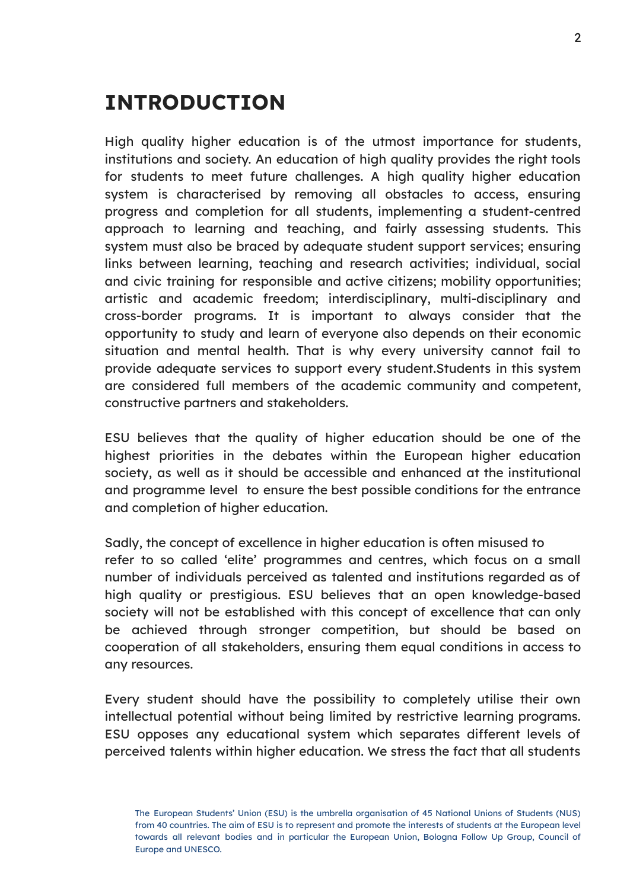# INTRODUCTION

High quality higher education is of the utmost importance for students, institutions and society. An education of high quality provides the right tools for students to meet future challenges. A high quality higher education system is characterised by removing all obstacles to access, ensuring progress and completion for all students, implementing a student-centred approach to learning and teaching, and fairly assessing students. This system must also be braced by adequate student support services; ensuring links between learning, teaching and research activities; individual, social and civic training for responsible and active citizens; mobility opportunities; artistic and academic freedom; interdisciplinary, multi-disciplinary and cross-border programs. It is important to always consider that the opportunity to study and learn of everyone also depends on their economic situation and mental health. That is why every university cannot fail to provide adequate services to support every student.Students in this system are considered full members of the academic community and competent, constructive partners and stakeholders.

ESU believes that the quality of higher education should be one of the highest priorities in the debates within the European higher education society, as well as it should be accessible and enhanced at the institutional and programme level to ensure the best possible conditions for the entrance and completion of higher education.

Sadly, the concept of excellence in higher education is often misused to refer to so called 'elite' programmes and centres, which focus on a small number of individuals perceived as talented and institutions regarded as of high quality or prestigious. ESU believes that an open knowledge-based society will not be established with this concept of excellence that can only be achieved through stronger competition, but should be based on cooperation of all stakeholders, ensuring them equal conditions in access to any resources.

Every student should have the possibility to completely utilise their own intellectual potential without being limited by restrictive learning programs. ESU opposes any educational system which separates different levels of perceived talents within higher education. We stress the fact that all students

The European Students' Union (ESU) is the umbrella organisation of 45 National Unions of Students (NUS) from 40 countries. The aim of ESU is to represent and promote the interests of students at the European level towards all relevant bodies and in particular the European Union, Bologna Follow Up Group, Council of Europe and UNESCO.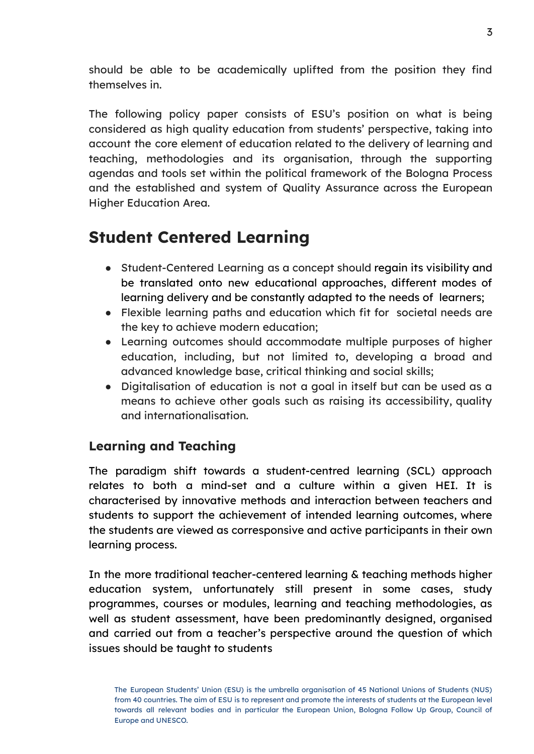should be able to be academically uplifted from the position they find themselves in.

The following policy paper consists of ESU's position on what is being considered as high quality education from students' perspective, taking into account the core element of education related to the delivery of learning and teaching, methodologies and its organisation, through the supporting agendas and tools set within the political framework of the Bologna Process and the established and system of Quality Assurance across the European Higher Education Area.

# Student Centered Learning

- Student-Centered Learning as a concept should regain its visibility and be translated onto new educational approaches, different modes of learning delivery and be constantly adapted to the needs of learners;
- Flexible learning paths and education which fit for societal needs are the key to achieve modern education;
- Learning outcomes should accommodate multiple purposes of higher education, including, but not limited to, developing a broad and advanced knowledge base, critical thinking and social skills;
- Digitalisation of education is not a goal in itself but can be used as a means to achieve other goals such as raising its accessibility, quality and internationalisation.

## Learning and Teaching

The paradigm shift towards a student-centred learning (SCL) approach relates to both a mind-set and a culture within a given HEI. It is characterised by innovative methods and interaction between teachers and students to support the achievement of intended learning outcomes, where the students are viewed as corresponsive and active participants in their own learning process.

In the more traditional teacher-centered learning & teaching methods higher education system, unfortunately still present in some cases, study programmes, courses or modules, learning and teaching methodologies, as well as student assessment, have been predominantly designed, organised and carried out from a teacher's perspective around the question of which issues should be taught to students

The European Students' Union (ESU) is the umbrella organisation of 45 National Unions of Students (NUS) from 40 countries. The aim of ESU is to represent and promote the interests of students at the European level towards all relevant bodies and in particular the European Union, Bologna Follow Up Group, Council of Europe and UNESCO.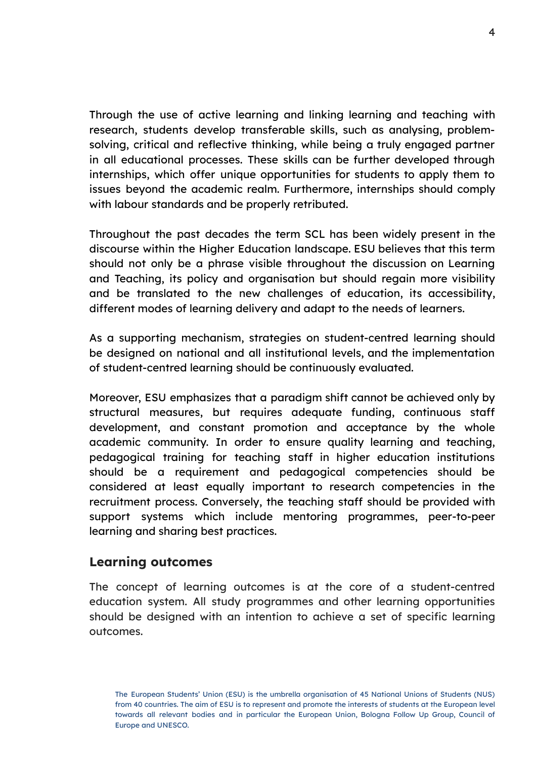Through the use of active learning and linking learning and teaching with research, students develop transferable skills, such as analysing, problem-solving, critical and reflective thinking, while being a truly engaged partner in all educational processes. These skills can be further developed through internships, which offer unique opportunities for students to apply them to issues beyond the academic realm. Furthermore, internships should comply with labour standards and be properly retributed.

Throughout the past decades the term SCL has been widely present in the discourse within the Higher Education landscape. ESU believes that this term should not only be a phrase visible throughout the discussion on Learning and Teaching, its policy and organisation but should regain more visibility and be translated to the new challenges of education, its accessibility, different modes of learning delivery and adapt to the needs of learners.

As a supporting mechanism, strategies on student-centred learning should be designed on national and all institutional levels, and the implementation of student-centred learning should be continuously evaluated.

Moreover, ESU emphasizes that a paradigm shift cannot be achieved only by structural measures, but requires adequate funding, continuous staff development, and constant promotion and acceptance by the whole academic community. In order to ensure quality learning and teaching, pedagogical training for teaching staff in higher education institutions should be a requirement and pedagogical competencies should be considered at least equally important to research competencies in the recruitment process. Conversely, the teaching staff should be provided with support systems which include mentoring programmes, peer-to-peer learning and sharing best practices.

## Learning outcomes

The concept of learning outcomes is at the core of a student-centred education system. All study programmes and other learning opportunities should be designed with an intention to achieve a set of specific learning outcomes.

The European Students' Union (ESU) is the umbrella organisation of 45 National Unions of Students (NUS) from 40 countries. The aim of ESU is to represent and promote the interests of students at the European level towards all relevant bodies and in particular the European Union, Bologna Follow Up Group, Council of Europe and UNESCO.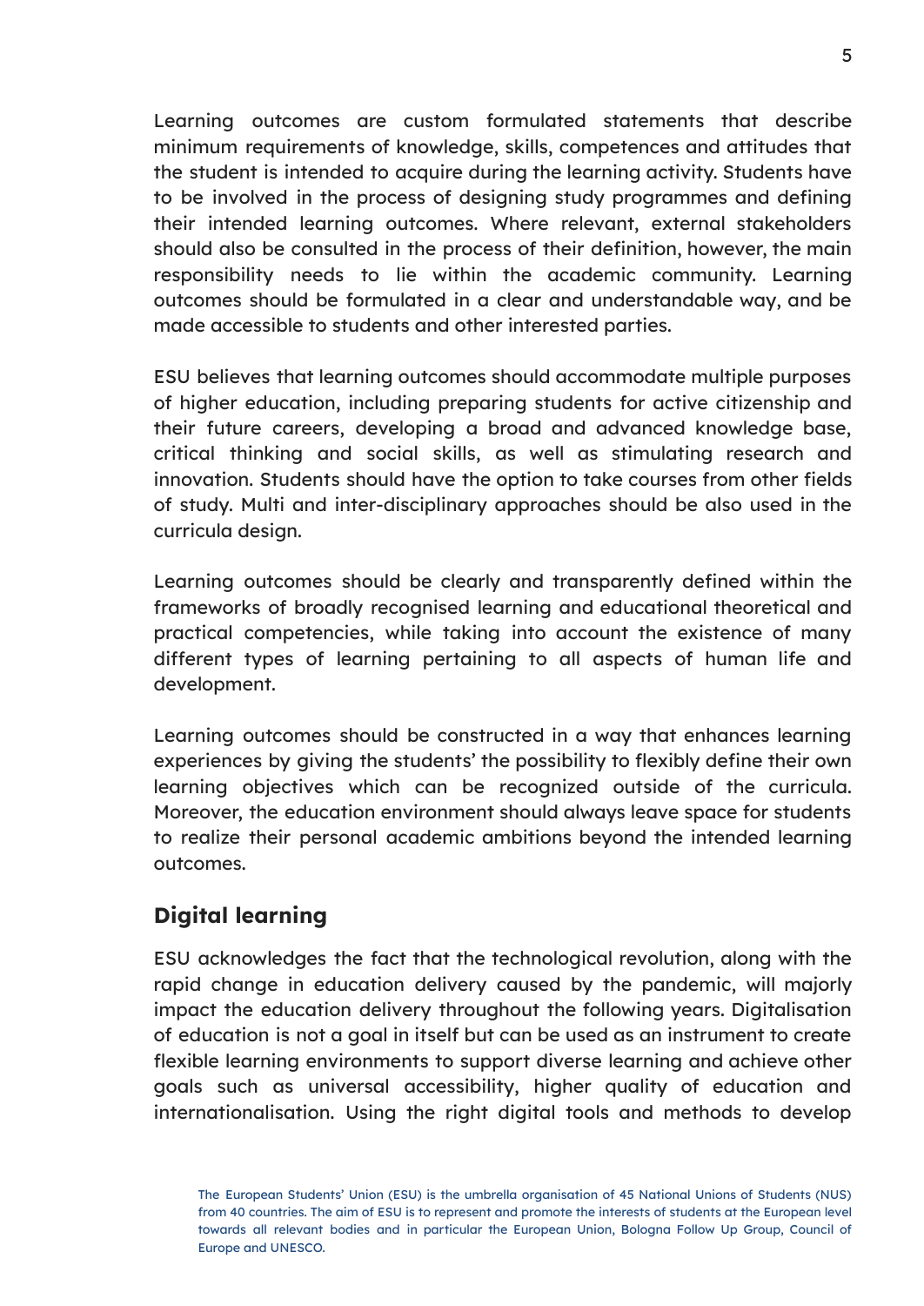Learning outcomes are custom formulated statements that describe minimum requirements of knowledge, skills, competences and attitudes that the student is intended to acquire during the learning activity. Students have to be involved in the process of designing study programmes and defining their intended learning outcomes. Where relevant, external stakeholders should also be consulted in the process of their definition, however, the main responsibility needs to lie within the academic community. Learning outcomes should be formulated in a clear and understandable way, and be made accessible to students and other interested parties.

ESU believes that learning outcomes should accommodate multiple purposes of higher education, including preparing students for active citizenship and their future careers, developing a broad and advanced knowledge base, critical thinking and social skills, as well as stimulating research and innovation. Students should have the option to take courses from other fields of study. Multi and inter-disciplinary approaches should be also used in the curricula design.

Learning outcomes should be clearly and transparently defined within the frameworks of broadly recognised learning and educational theoretical and practical competencies, while taking into account the existence of many different types of learning pertaining to all aspects of human life and development.

Learning outcomes should be constructed in a way that enhances learning experiences by giving the students' the possibility to flexibly define their own learning objectives which can be recognized outside of the curricula. Moreover, the education environment should always leave space for students to realize their personal academic ambitions beyond the intended learning outcomes.

## Digital learning

ESU acknowledges the fact that the technological revolution, along with the rapid change in education delivery caused by the pandemic, will majorly impact the education delivery throughout the following years. Digitalisation of education is not a goal in itself but can be used as an instrument to create flexible learning environments to support diverse learning and achieve other goals such as universal accessibility, higher quality of education and internationalisation. Using the right digital tools and methods to develop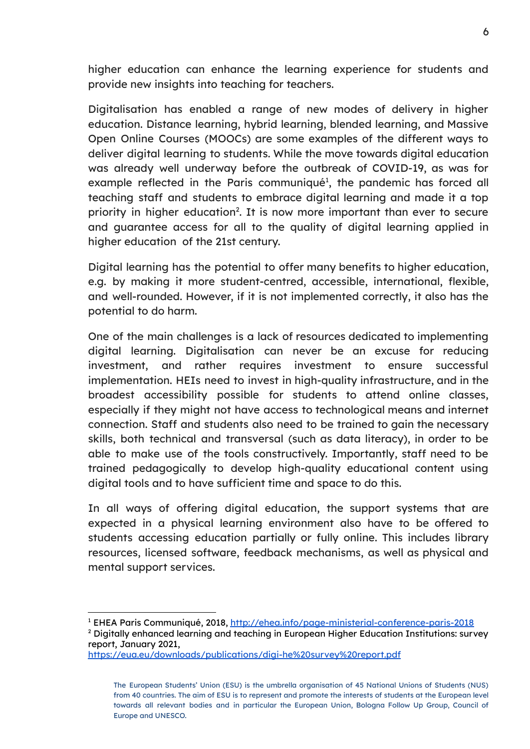higher education can enhance the learning experience for students and provide new insights into teaching for teachers.

Digitalisation has enabled a range of new modes of delivery in higher education. Distance learning, hybrid learning, blended learning, and Massive Open Online Courses (MOOCs) are some examples of the different ways to deliver digital learning to students. While the move towards digital education was already well underway before the outbreak of COVID-19, as was for example reflected in the Paris communiqué[1], the pandemic has forced all teaching staff and students to embrace digital learning and made it a top priority in higher education[2]. It is now more important than ever to secure and guarantee access for all to the quality of digital learning applied in higher education of the 21st century.

Digital learning has the potential to offer many benefits to higher education, e.g. by making it more student-centred, accessible, international, flexible, and well-rounded. However, if it is not implemented correctly, it also has the potential to do harm.

One of the main challenges is a lack of resources dedicated to implementing digital learning. Digitalisation can never be an excuse for reducing investment, and rather requires investment to ensure successful implementation. HEIs need to invest in high-quality infrastructure, and in the broadest accessibility possible for students to attend online classes, especially if they might not have access to technological means and internet connection. Staff and students also need to be trained to gain the necessary skills, both technical and transversal (such as data literacy), in order to be able to make use of the tools constructively. Importantly, staff need to be trained pedagogically to develop high-quality educational content using digital tools and to have sufficient time and space to do this.

In all ways of offering digital education, the support systems that are expected in a physical learning environment also have to be offered to students accessing education partially or fully online. This includes library resources, licensed software, feedback mechanisms, as well as physical and mental support services.

---

[1] EHEA Paris Communiqué, 2018, http://ehea.info/page-ministerial-conference-paris-2018

[2] Digitally enhanced learning and teaching in European Higher Education Institutions: survey report, January 2021, https://eua.eu/downloads/publications/digi-he%20survey%20report.pdf

The European Students' Union (ESU) is the umbrella organisation of 45 National Unions of Students (NUS) from 40 countries. The aim of ESU is to represent and promote the interests of students at the European level towards all relevant bodies and in particular the European Union, Bologna Follow Up Group, Council of Europe and UNESCO.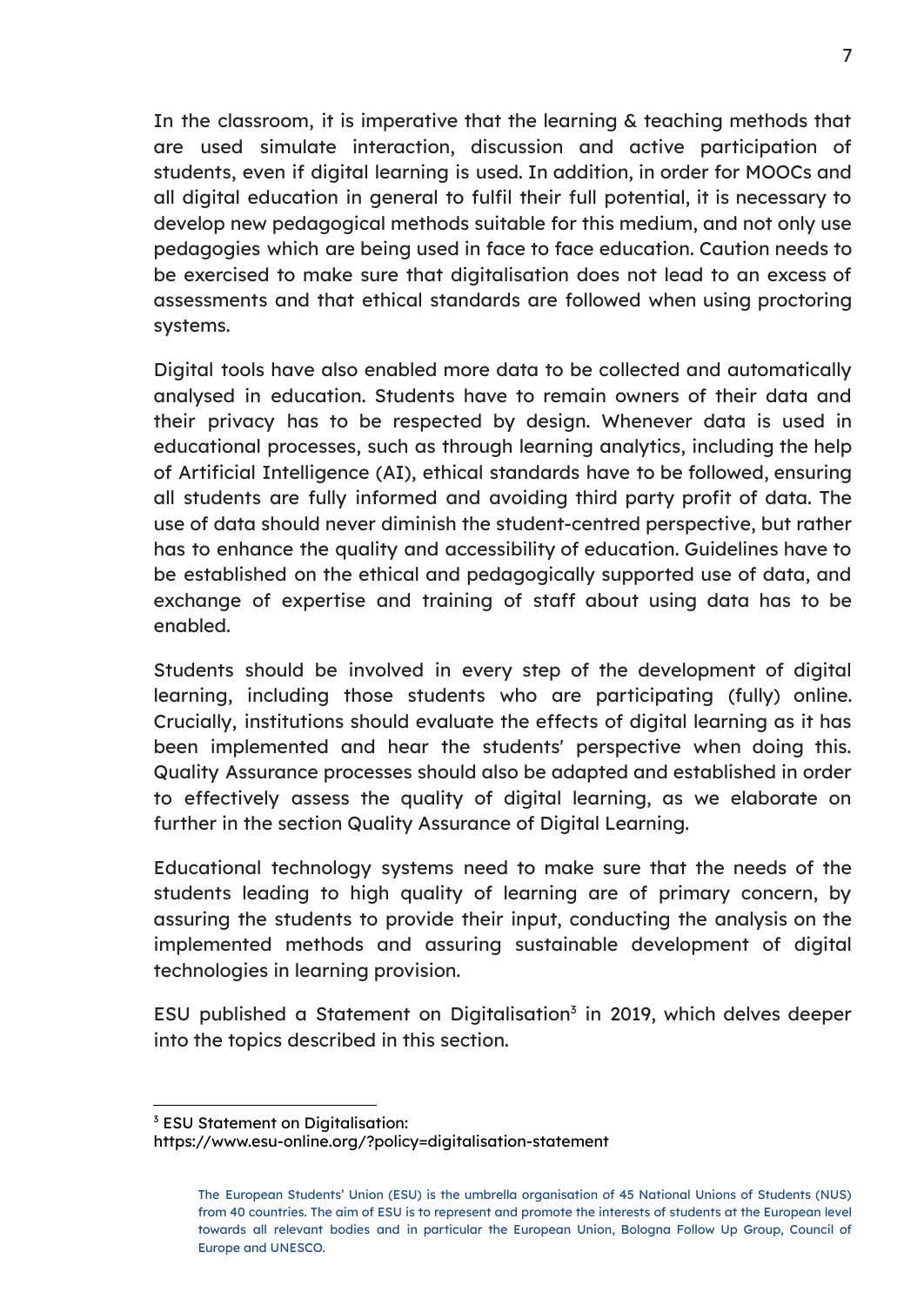In the classroom, it is imperative that the learning & teaching methods that are used simulate interaction, discussion and active participation of students, even if digital learning is used. In addition, in order for MOOCs and all digital education in general to fulfil their full potential, it is necessary to develop new pedagogical methods suitable for this medium, and not only use pedagogies which are being used in face to face education. Caution needs to be exercised to make sure that digitalisation does not lead to an excess of assessments and that ethical standards are followed when using proctoring systems.

Digital tools have also enabled more data to be collected and automatically analysed in education. Students have to remain owners of their data and their privacy has to be respected by design. Whenever data is used in educational processes, such as through learning analytics, including the help of Artificial Intelligence (AI), ethical standards have to be followed, ensuring all students are fully informed and avoiding third party profit of data. The use of data should never diminish the student-centred perspective, but rather has to enhance the quality and accessibility of education. Guidelines have to be established on the ethical and pedagogically supported use of data, and exchange of expertise and training of staff about using data has to be enabled.

Students should be involved in every step of the development of digital learning, including those students who are participating (fully) online. Crucially, institutions should evaluate the effects of digital learning as it has been implemented and hear the students' perspective when doing this. Quality Assurance processes should also be adapted and established in order to effectively assess the quality of digital learning, as we elaborate on further in the section Quality Assurance of Digital Learning.

Educational technology systems need to make sure that the needs of the students leading to high quality of learning are of primary concern, by assuring the students to provide their input, conducting the analysis on the implemented methods and assuring sustainable development of digital technologies in learning provision.

ESU published a Statement on Digitalisation[3] in 2019, which delves deeper into the topics described in this section.

---

[3] ESU Statement on Digitalisation:
https://www.esu-online.org/?policy=digitalisation-statement

The European Students' Union (ESU) is the umbrella organisation of 45 National Unions of Students (NUS) from 40 countries. The aim of ESU is to represent and promote the interests of students at the European level towards all relevant bodies and in particular the European Union, Bologna Follow Up Group, Council of Europe and UNESCO.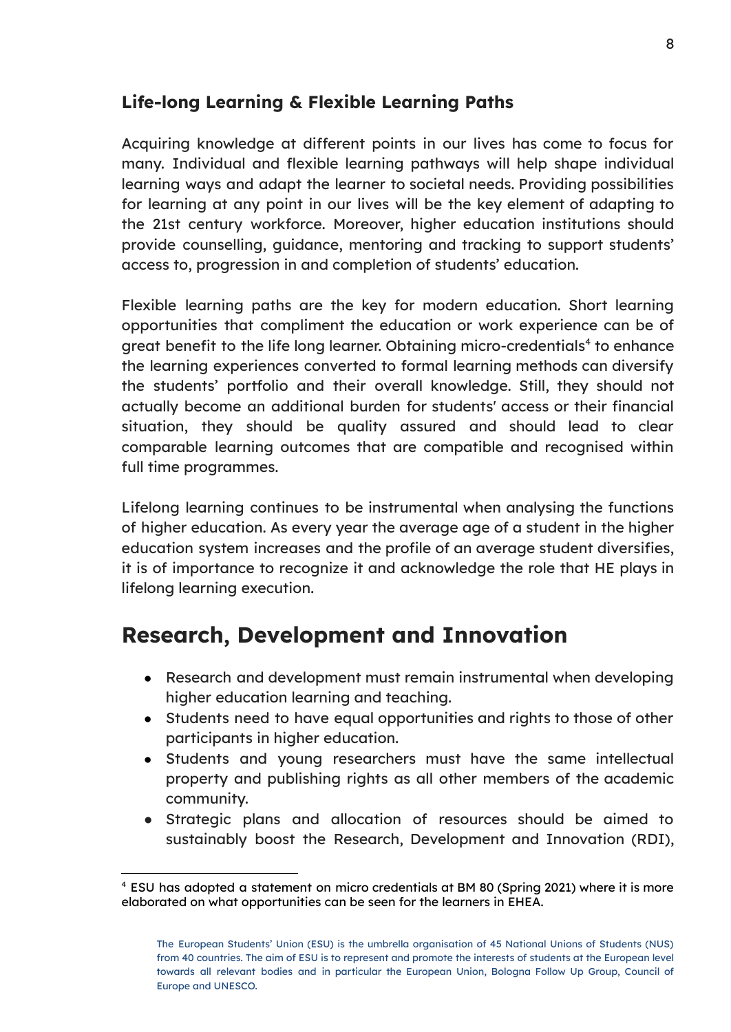### Life-long Learning & Flexible Learning Paths

Acquiring knowledge at different points in our lives has come to focus for many. Individual and flexible learning pathways will help shape individual learning ways and adapt the learner to societal needs. Providing possibilities for learning at any point in our lives will be the key element of adapting to the 21st century workforce. Moreover, higher education institutions should provide counselling, guidance, mentoring and tracking to support students' access to, progression in and completion of students' education.

Flexible learning paths are the key for modern education. Short learning opportunities that compliment the education or work experience can be of great benefit to the life long learner. Obtaining micro-credentials[4] to enhance the learning experiences converted to formal learning methods can diversify the students' portfolio and their overall knowledge. Still, they should not actually become an additional burden for students' access or their financial situation, they should be quality assured and should lead to clear comparable learning outcomes that are compatible and recognised within full time programmes.

Lifelong learning continues to be instrumental when analysing the functions of higher education. As every year the average age of a student in the higher education system increases and the profile of an average student diversifies, it is of importance to recognize it and acknowledge the role that HE plays in lifelong learning execution.

## Research, Development and Innovation

- Research and development must remain instrumental when developing higher education learning and teaching.
- Students need to have equal opportunities and rights to those of other participants in higher education.
- Students and young researchers must have the same intellectual property and publishing rights as all other members of the academic community.
- Strategic plans and allocation of resources should be aimed to sustainably boost the Research, Development and Innovation (RDI),

[4] ESU has adopted a statement on micro credentials at BM 80 (Spring 2021) where it is more elaborated on what opportunities can be seen for the learners in EHEA.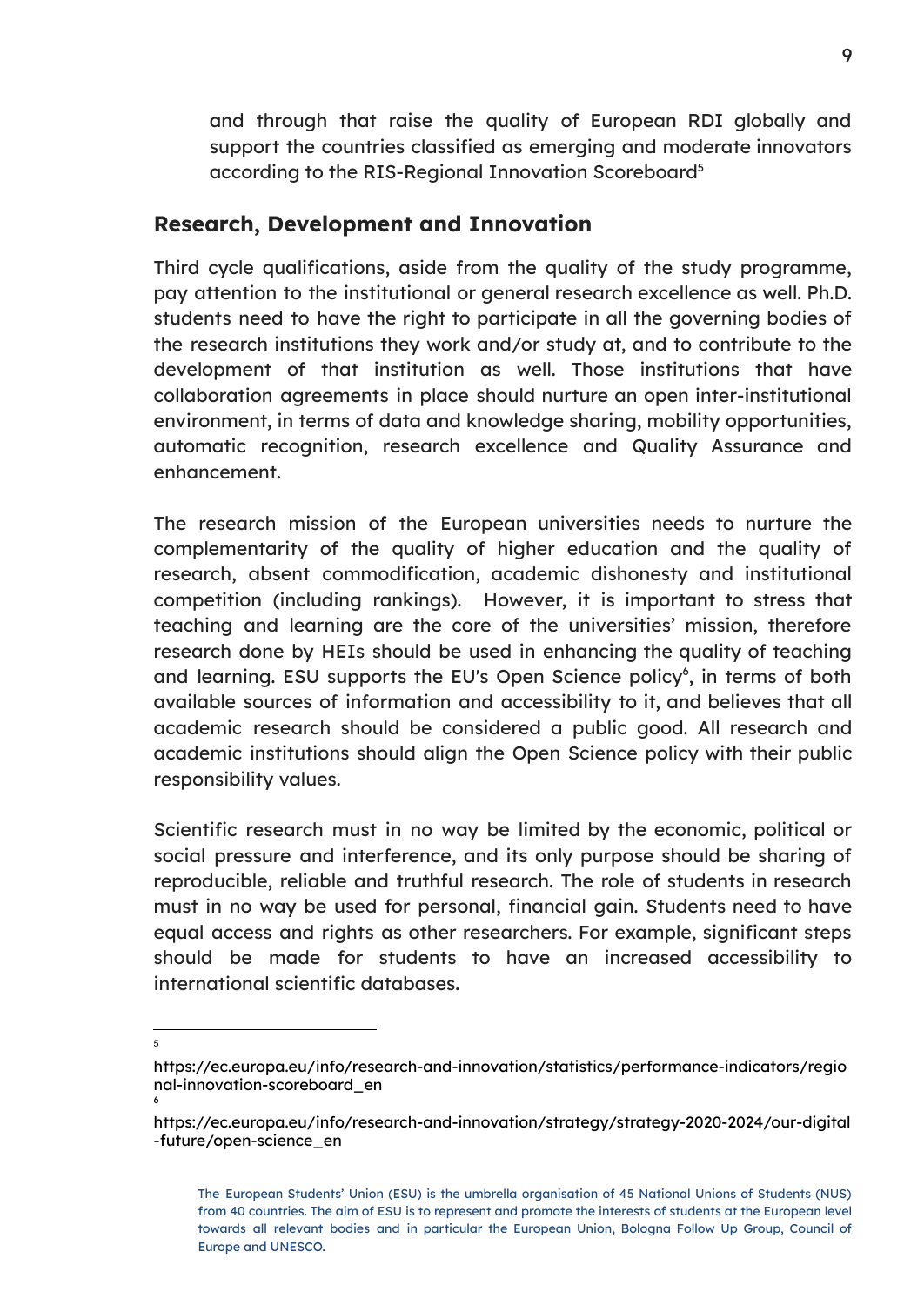and through that raise the quality of European RDI globally and support the countries classified as emerging and moderate innovators according to the RIS-Regional Innovation Scoreboard[5]

## Research, Development and Innovation

Third cycle qualifications, aside from the quality of the study programme, pay attention to the institutional or general research excellence as well. Ph.D. students need to have the right to participate in all the governing bodies of the research institutions they work and/or study at, and to contribute to the development of that institution as well. Those institutions that have collaboration agreements in place should nurture an open inter-institutional environment, in terms of data and knowledge sharing, mobility opportunities, automatic recognition, research excellence and Quality Assurance and enhancement.

The research mission of the European universities needs to nurture the complementarity of the quality of higher education and the quality of research, absent commodification, academic dishonesty and institutional competition (including rankings). However, it is important to stress that teaching and learning are the core of the universities' mission, therefore research done by HEIs should be used in enhancing the quality of teaching and learning. ESU supports the EU's Open Science policy[6], in terms of both available sources of information and accessibility to it, and believes that all academic research should be considered a public good. All research and academic institutions should align the Open Science policy with their public responsibility values.

Scientific research must in no way be limited by the economic, political or social pressure and interference, and its only purpose should be sharing of reproducible, reliable and truthful research. The role of students in research must in no way be used for personal, financial gain. Students need to have equal access and rights as other researchers. For example, significant steps should be made for students to have an increased accessibility to international scientific databases.

---

[5] https://ec.europa.eu/info/research-and-innovation/statistics/performance-indicators/regional-innovation-scoreboard_en

[6] https://ec.europa.eu/info/research-and-innovation/strategy/strategy-2020-2024/our-digital-future/open-science_en

The European Students' Union (ESU) is the umbrella organisation of 45 National Unions of Students (NUS) from 40 countries. The aim of ESU is to represent and promote the interests of students at the European level towards all relevant bodies and in particular the European Union, Bologna Follow Up Group, Council of Europe and UNESCO.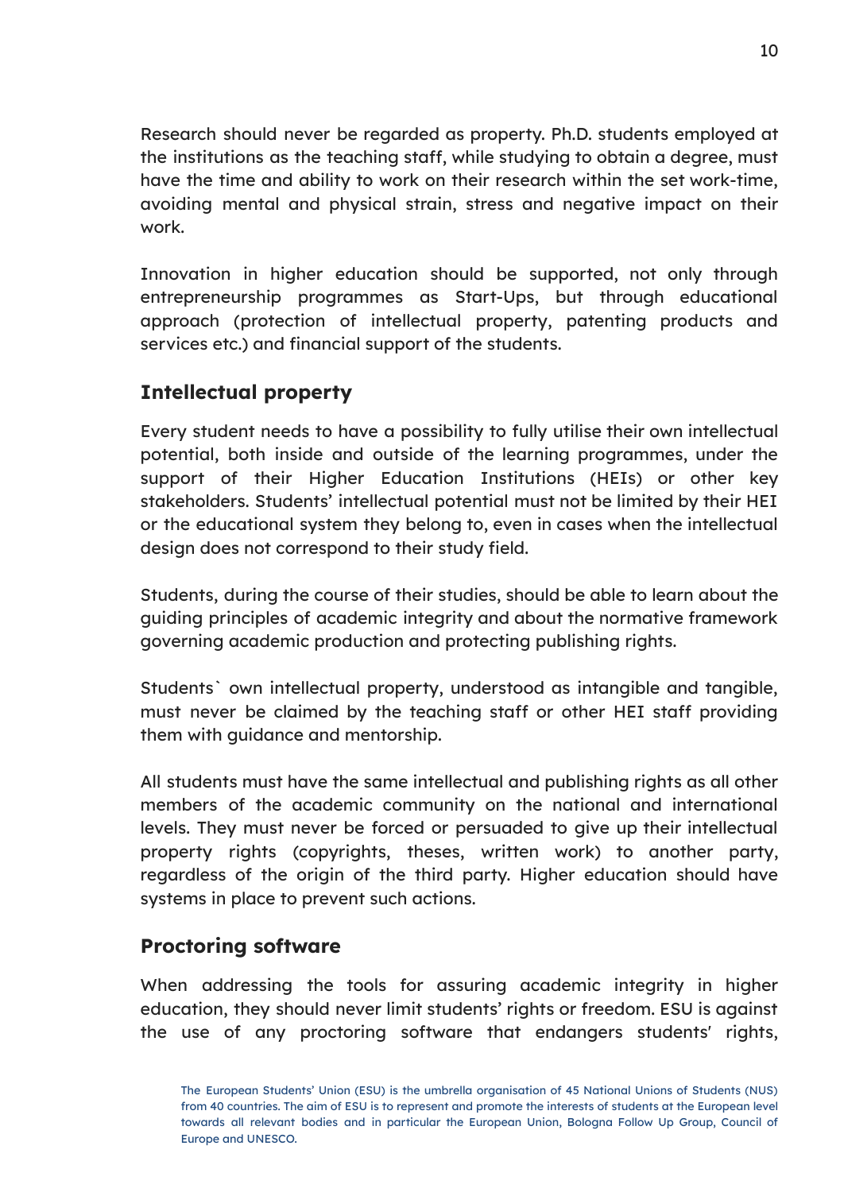Research should never be regarded as property. Ph.D. students employed at the institutions as the teaching staff, while studying to obtain a degree, must have the time and ability to work on their research within the set work-time, avoiding mental and physical strain, stress and negative impact on their work.

Innovation in higher education should be supported, not only through entrepreneurship programmes as Start-Ups, but through educational approach (protection of intellectual property, patenting products and services etc.) and financial support of the students.

## Intellectual property

Every student needs to have a possibility to fully utilise their own intellectual potential, both inside and outside of the learning programmes, under the support of their Higher Education Institutions (HEIs) or other key stakeholders. Students' intellectual potential must not be limited by their HEI or the educational system they belong to, even in cases when the intellectual design does not correspond to their study field.

Students, during the course of their studies, should be able to learn about the guiding principles of academic integrity and about the normative framework governing academic production and protecting publishing rights.

Students` own intellectual property, understood as intangible and tangible, must never be claimed by the teaching staff or other HEI staff providing them with guidance and mentorship.

All students must have the same intellectual and publishing rights as all other members of the academic community on the national and international levels. They must never be forced or persuaded to give up their intellectual property rights (copyrights, theses, written work) to another party, regardless of the origin of the third party. Higher education should have systems in place to prevent such actions.

## Proctoring software

When addressing the tools for assuring academic integrity in higher education, they should never limit students' rights or freedom. ESU is against the use of any proctoring software that endangers students′ rights,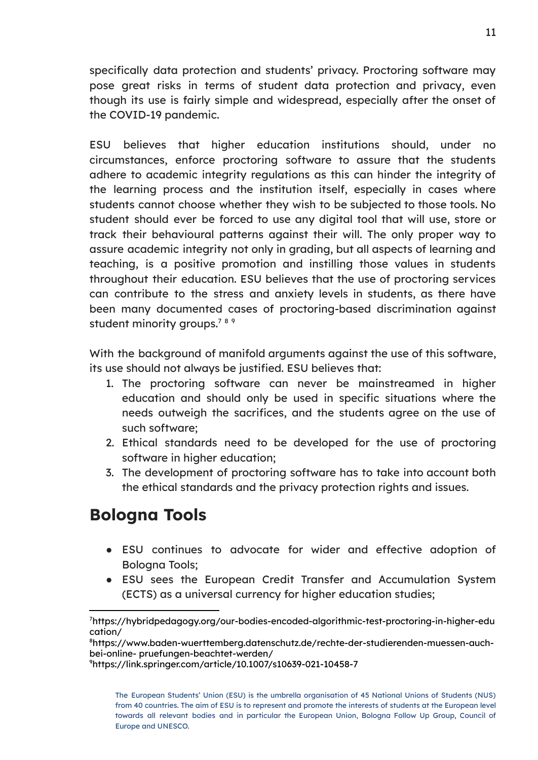specifically data protection and students' privacy. Proctoring software may pose great risks in terms of student data protection and privacy, even though its use is fairly simple and widespread, especially after the onset of the COVID-19 pandemic.

ESU believes that higher education institutions should, under no circumstances, enforce proctoring software to assure that the students adhere to academic integrity regulations as this can hinder the integrity of the learning process and the institution itself, especially in cases where students cannot choose whether they wish to be subjected to those tools. No student should ever be forced to use any digital tool that will use, store or track their behavioural patterns against their will. The only proper way to assure academic integrity not only in grading, but all aspects of learning and teaching, is a positive promotion and instilling those values in students throughout their education. ESU believes that the use of proctoring services can contribute to the stress and anxiety levels in students, as there have been many documented cases of proctoring-based discrimination against student minority groups.[7] [8] [9]

With the background of manifold arguments against the use of this software, its use should not always be justified. ESU believes that:

1. The proctoring software can never be mainstreamed in higher education and should only be used in specific situations where the needs outweigh the sacrifices, and the students agree on the use of such software;
2. Ethical standards need to be developed for the use of proctoring software in higher education;
3. The development of proctoring software has to take into account both the ethical standards and the privacy protection rights and issues.

## Bologna Tools

- ESU continues to advocate for wider and effective adoption of Bologna Tools;
- ESU sees the European Credit Transfer and Accumulation System (ECTS) as a universal currency for higher education studies;

---

[7] https://hybridpedagogy.org/our-bodies-encoded-algorithmic-test-proctoring-in-higher-education/

[8] https://www.baden-wuerttemberg.datenschutz.de/rechte-der-studierenden-muessen-auch-bei-online- pruefungen-beachtet-werden/

[9] https://link.springer.com/article/10.1007/s10639-021-10458-7

The European Students' Union (ESU) is the umbrella organisation of 45 National Unions of Students (NUS) from 40 countries. The aim of ESU is to represent and promote the interests of students at the European level towards all relevant bodies and in particular the European Union, Bologna Follow Up Group, Council of Europe and UNESCO.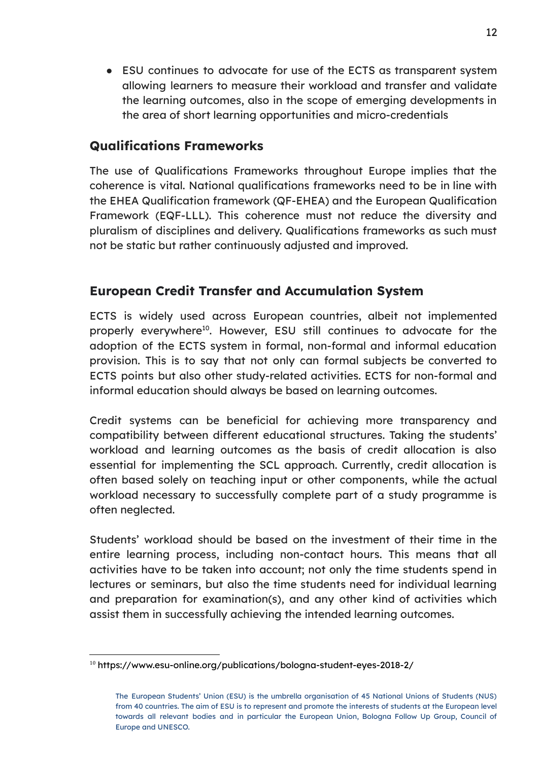- ESU continues to advocate for use of the ECTS as transparent system allowing learners to measure their workload and transfer and validate the learning outcomes, also in the scope of emerging developments in the area of short learning opportunities and micro-credentials

## Qualifications Frameworks

The use of Qualifications Frameworks throughout Europe implies that the coherence is vital. National qualifications frameworks need to be in line with the EHEA Qualification framework (QF-EHEA) and the European Qualification Framework (EQF-LLL). This coherence must not reduce the diversity and pluralism of disciplines and delivery. Qualifications frameworks as such must not be static but rather continuously adjusted and improved.

## European Credit Transfer and Accumulation System

ECTS is widely used across European countries, albeit not implemented properly everywhere[10]. However, ESU still continues to advocate for the adoption of the ECTS system in formal, non-formal and informal education provision. This is to say that not only can formal subjects be converted to ECTS points but also other study-related activities. ECTS for non-formal and informal education should always be based on learning outcomes.

Credit systems can be beneficial for achieving more transparency and compatibility between different educational structures. Taking the students' workload and learning outcomes as the basis of credit allocation is also essential for implementing the SCL approach. Currently, credit allocation is often based solely on teaching input or other components, while the actual workload necessary to successfully complete part of a study programme is often neglected.

Students' workload should be based on the investment of their time in the entire learning process, including non-contact hours. This means that all activities have to be taken into account; not only the time students spend in lectures or seminars, but also the time students need for individual learning and preparation for examination(s), and any other kind of activities which assist them in successfully achieving the intended learning outcomes.

[10] https://www.esu-online.org/publications/bologna-student-eyes-2018-2/

The European Students' Union (ESU) is the umbrella organisation of 45 National Unions of Students (NUS) from 40 countries. The aim of ESU is to represent and promote the interests of students at the European level towards all relevant bodies and in particular the European Union, Bologna Follow Up Group, Council of Europe and UNESCO.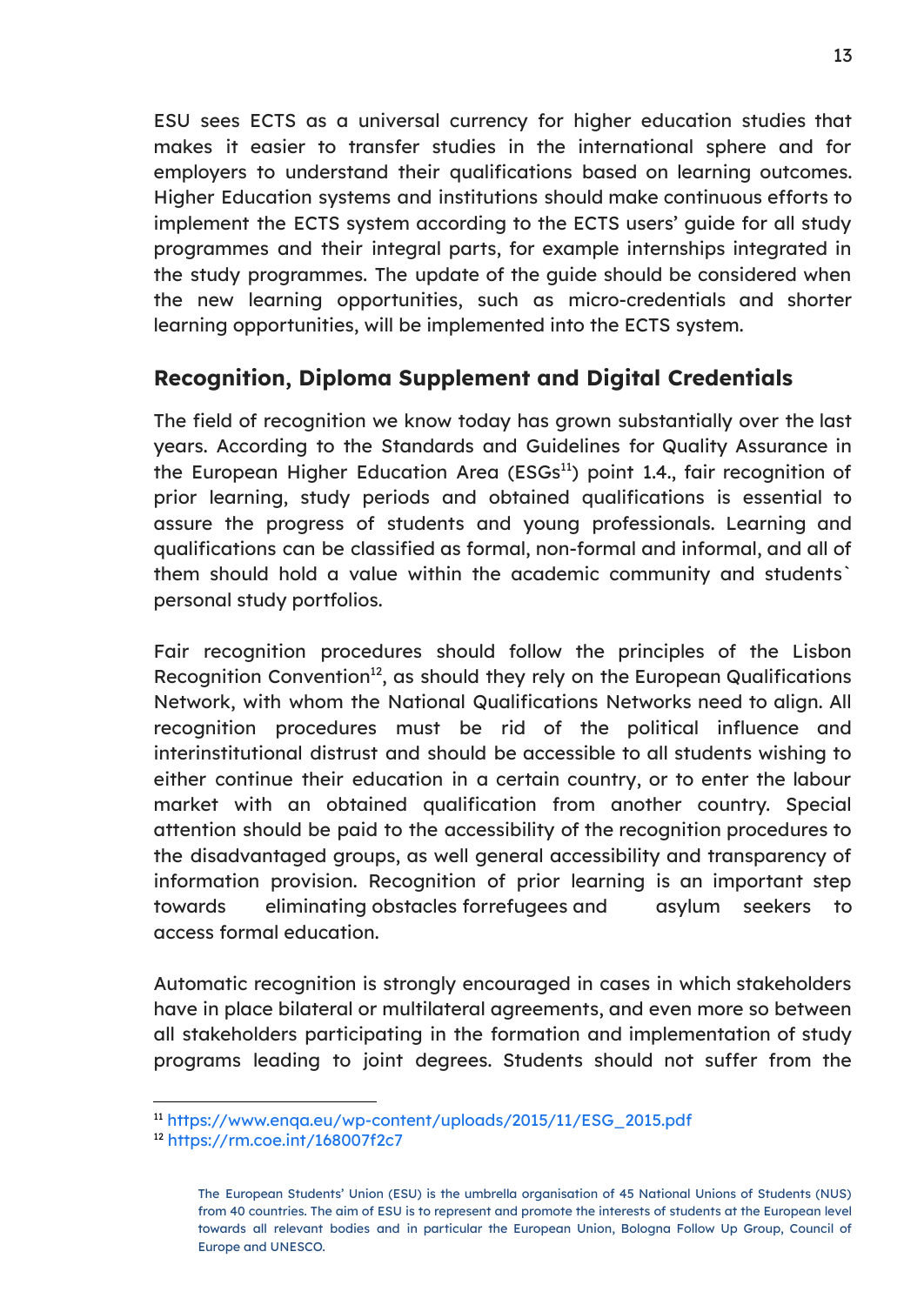ESU sees ECTS as a universal currency for higher education studies that makes it easier to transfer studies in the international sphere and for employers to understand their qualifications based on learning outcomes. Higher Education systems and institutions should make continuous efforts to implement the ECTS system according to the ECTS users' guide for all study programmes and their integral parts, for example internships integrated in the study programmes. The update of the guide should be considered when the new learning opportunities, such as micro-credentials and shorter learning opportunities, will be implemented into the ECTS system.

## Recognition, Diploma Supplement and Digital Credentials

The field of recognition we know today has grown substantially over the last years. According to the Standards and Guidelines for Quality Assurance in the European Higher Education Area (ESGs[11]) point 1.4., fair recognition of prior learning, study periods and obtained qualifications is essential to assure the progress of students and young professionals. Learning and qualifications can be classified as formal, non-formal and informal, and all of them should hold a value within the academic community and students` personal study portfolios.

Fair recognition procedures should follow the principles of the Lisbon Recognition Convention[12], as should they rely on the European Qualifications Network, with whom the National Qualifications Networks need to align. All recognition procedures must be rid of the political influence and interinstitutional distrust and should be accessible to all students wishing to either continue their education in a certain country, or to enter the labour market with an obtained qualification from another country. Special attention should be paid to the accessibility of the recognition procedures to the disadvantaged groups, as well general accessibility and transparency of information provision. Recognition of prior learning is an important step towards eliminating obstacles forrefugees and asylum seekers to access formal education.

Automatic recognition is strongly encouraged in cases in which stakeholders have in place bilateral or multilateral agreements, and even more so between all stakeholders participating in the formation and implementation of study programs leading to joint degrees. Students should not suffer from the

[11] https://www.enqa.eu/wp-content/uploads/2015/11/ESG_2015.pdf
[12] https://rm.coe.int/168007f2c7

The European Students' Union (ESU) is the umbrella organisation of 45 National Unions of Students (NUS) from 40 countries. The aim of ESU is to represent and promote the interests of students at the European level towards all relevant bodies and in particular the European Union, Bologna Follow Up Group, Council of Europe and UNESCO.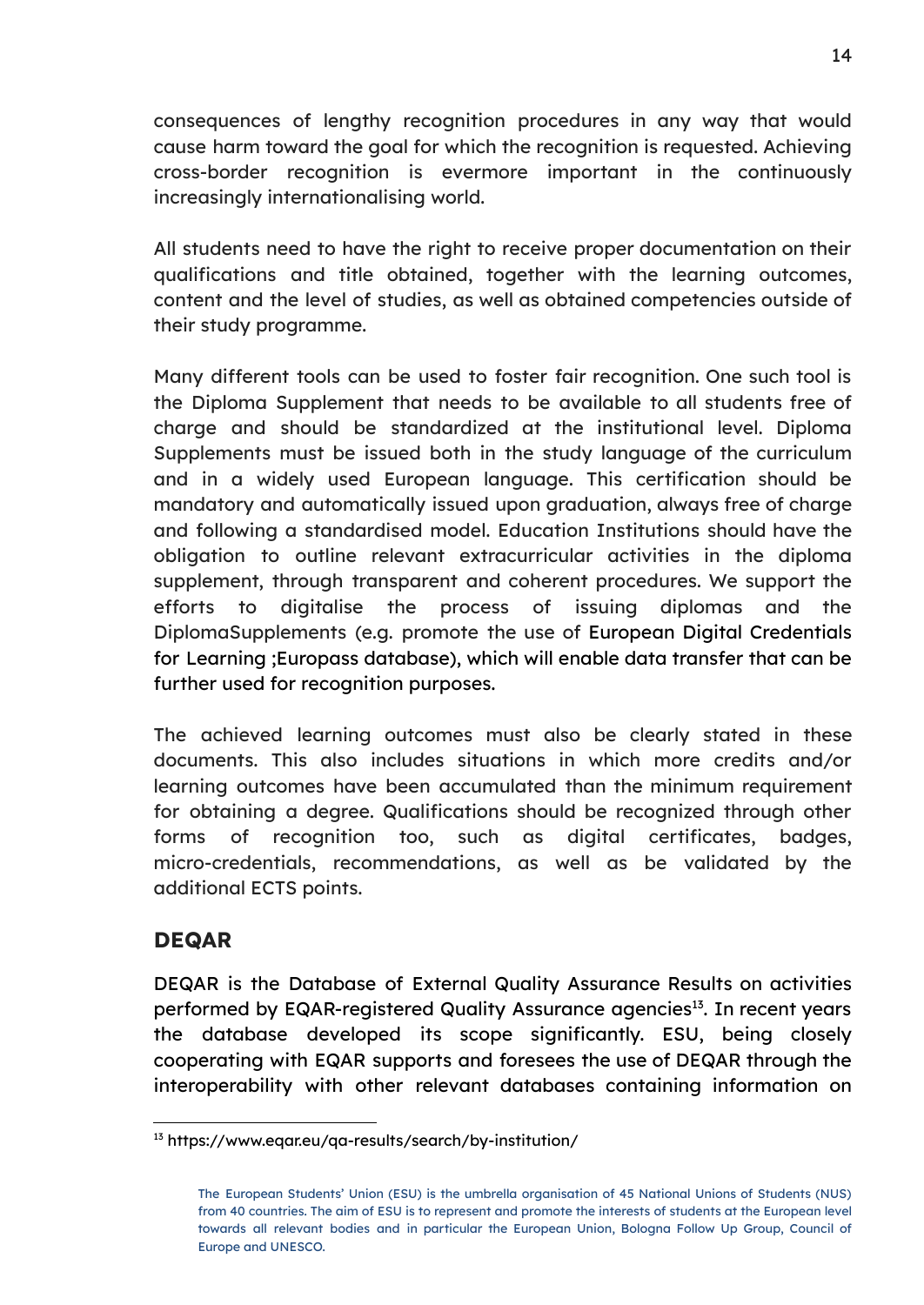consequences of lengthy recognition procedures in any way that would cause harm toward the goal for which the recognition is requested. Achieving cross-border recognition is evermore important in the continuously increasingly internationalising world.

All students need to have the right to receive proper documentation on their qualifications and title obtained, together with the learning outcomes, content and the level of studies, as well as obtained competencies outside of their study programme.

Many different tools can be used to foster fair recognition. One such tool is the Diploma Supplement that needs to be available to all students free of charge and should be standardized at the institutional level. Diploma Supplements must be issued both in the study language of the curriculum and in a widely used European language. This certification should be mandatory and automatically issued upon graduation, always free of charge and following a standardised model. Education Institutions should have the obligation to outline relevant extracurricular activities in the diploma supplement, through transparent and coherent procedures. We support the efforts to digitalise the process of issuing diplomas and the DiplomaSupplements (e.g. promote the use of European Digital Credentials for Learning ;Europass database), which will enable data transfer that can be further used for recognition purposes.

The achieved learning outcomes must also be clearly stated in these documents. This also includes situations in which more credits and/or learning outcomes have been accumulated than the minimum requirement for obtaining a degree. Qualifications should be recognized through other forms of recognition too, such as digital certificates, badges, micro-credentials, recommendations, as well as be validated by the additional ECTS points.

## DEQAR

DEQAR is the Database of External Quality Assurance Results on activities performed by EQAR-registered Quality Assurance agencies[13]. In recent years the database developed its scope significantly. ESU, being closely cooperating with EQAR supports and foresees the use of DEQAR through the interoperability with other relevant databases containing information on

[13] https://www.eqar.eu/qa-results/search/by-institution/

The European Students' Union (ESU) is the umbrella organisation of 45 National Unions of Students (NUS) from 40 countries. The aim of ESU is to represent and promote the interests of students at the European level towards all relevant bodies and in particular the European Union, Bologna Follow Up Group, Council of Europe and UNESCO.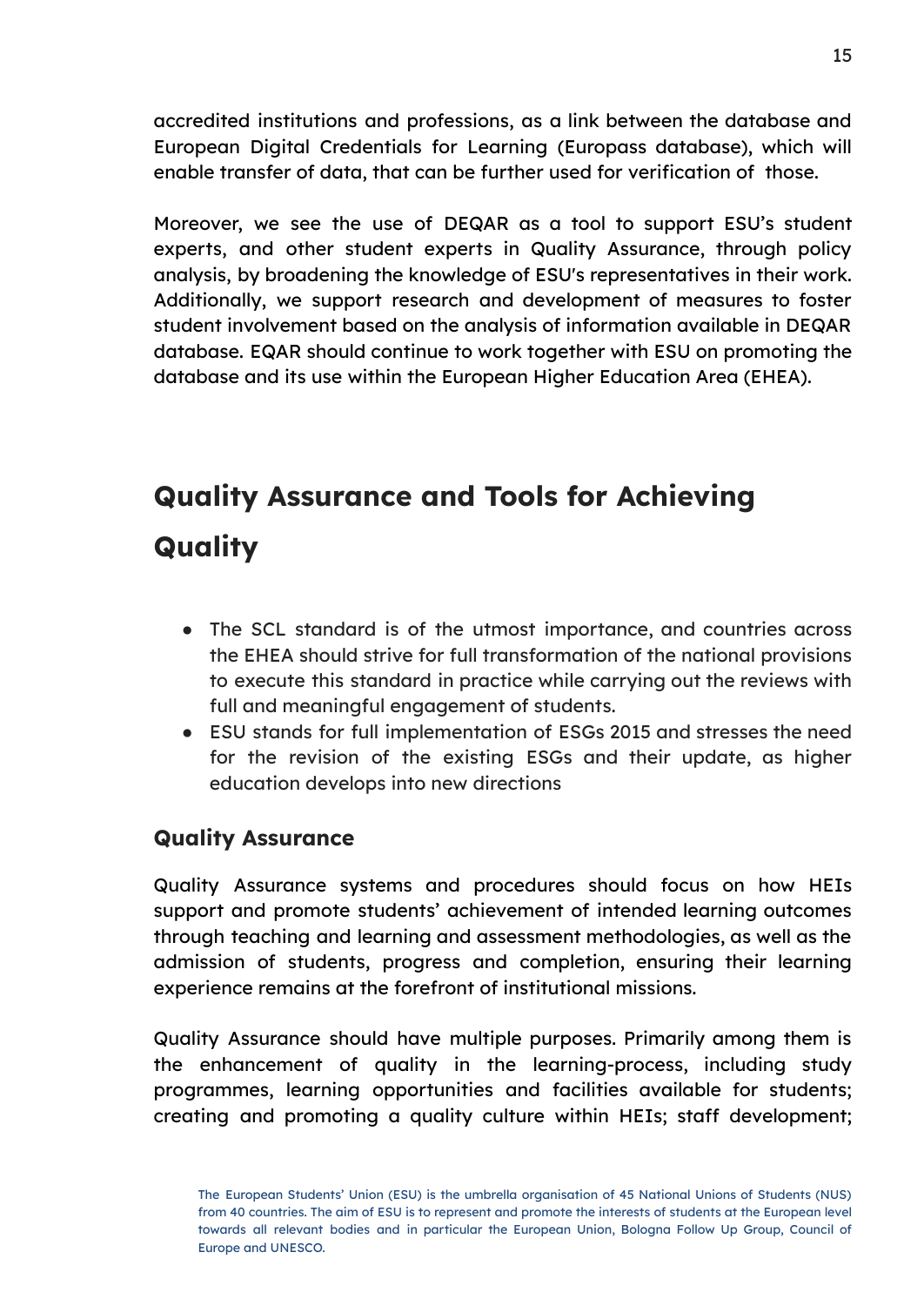accredited institutions and professions, as a link between the database and European Digital Credentials for Learning (Europass database), which will enable transfer of data, that can be further used for verification of those.

Moreover, we see the use of DEQAR as a tool to support ESU's student experts, and other student experts in Quality Assurance, through policy analysis, by broadening the knowledge of ESU's representatives in their work. Additionally, we support research and development of measures to foster student involvement based on the analysis of information available in DEQAR database. EQAR should continue to work together with ESU on promoting the database and its use within the European Higher Education Area (EHEA).

# Quality Assurance and Tools for Achieving Quality

- The SCL standard is of the utmost importance, and countries across the EHEA should strive for full transformation of the national provisions to execute this standard in practice while carrying out the reviews with full and meaningful engagement of students.
- ESU stands for full implementation of ESGs 2015 and stresses the need for the revision of the existing ESGs and their update, as higher education develops into new directions

## Quality Assurance

Quality Assurance systems and procedures should focus on how HEIs support and promote students' achievement of intended learning outcomes through teaching and learning and assessment methodologies, as well as the admission of students, progress and completion, ensuring their learning experience remains at the forefront of institutional missions.

Quality Assurance should have multiple purposes. Primarily among them is the enhancement of quality in the learning-process, including study programmes, learning opportunities and facilities available for students; creating and promoting a quality culture within HEIs; staff development;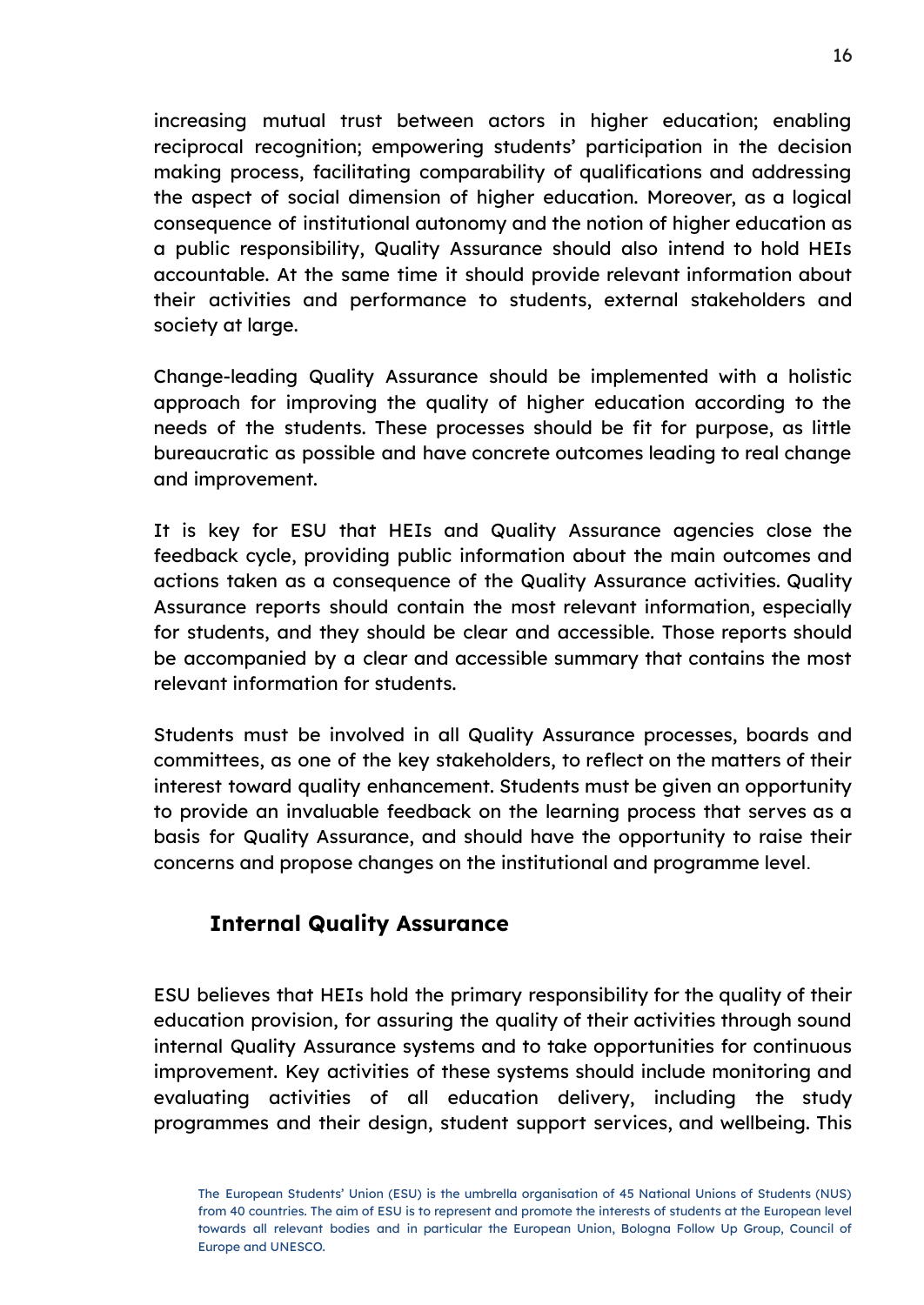increasing mutual trust between actors in higher education; enabling reciprocal recognition; empowering students' participation in the decision making process, facilitating comparability of qualifications and addressing the aspect of social dimension of higher education. Moreover, as a logical consequence of institutional autonomy and the notion of higher education as a public responsibility, Quality Assurance should also intend to hold HEIs accountable. At the same time it should provide relevant information about their activities and performance to students, external stakeholders and society at large.

Change-leading Quality Assurance should be implemented with a holistic approach for improving the quality of higher education according to the needs of the students. These processes should be fit for purpose, as little bureaucratic as possible and have concrete outcomes leading to real change and improvement.

It is key for ESU that HEIs and Quality Assurance agencies close the feedback cycle, providing public information about the main outcomes and actions taken as a consequence of the Quality Assurance activities. Quality Assurance reports should contain the most relevant information, especially for students, and they should be clear and accessible. Those reports should be accompanied by a clear and accessible summary that contains the most relevant information for students.

Students must be involved in all Quality Assurance processes, boards and committees, as one of the key stakeholders, to reflect on the matters of their interest toward quality enhancement. Students must be given an opportunity to provide an invaluable feedback on the learning process that serves as a basis for Quality Assurance, and should have the opportunity to raise their concerns and propose changes on the institutional and programme level.

## Internal Quality Assurance

ESU believes that HEIs hold the primary responsibility for the quality of their education provision, for assuring the quality of their activities through sound internal Quality Assurance systems and to take opportunities for continuous improvement. Key activities of these systems should include monitoring and evaluating activities of all education delivery, including the study programmes and their design, student support services, and wellbeing. This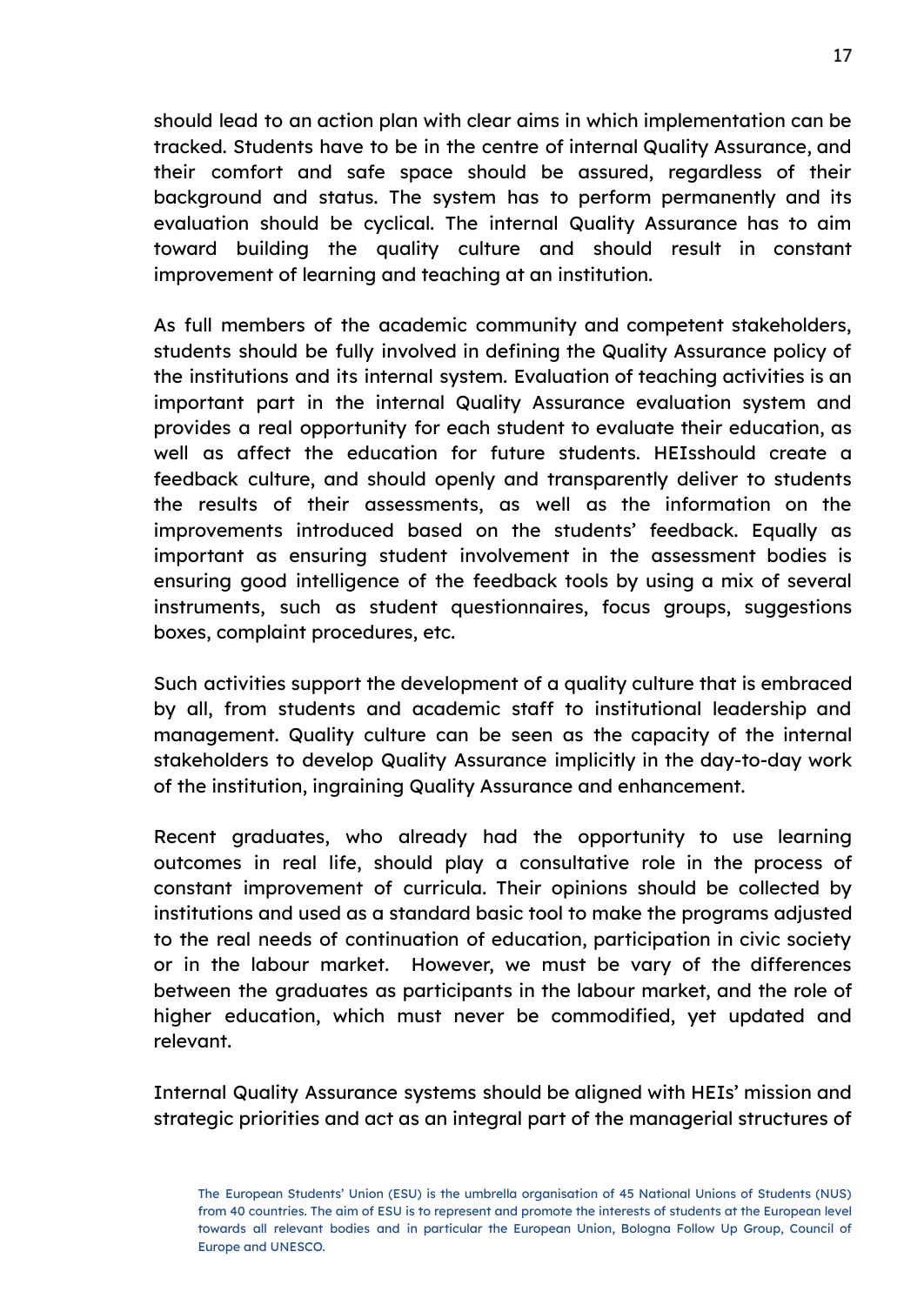should lead to an action plan with clear aims in which implementation can be tracked. Students have to be in the centre of internal Quality Assurance, and their comfort and safe space should be assured, regardless of their background and status. The system has to perform permanently and its evaluation should be cyclical. The internal Quality Assurance has to aim toward building the quality culture and should result in constant improvement of learning and teaching at an institution.

As full members of the academic community and competent stakeholders, students should be fully involved in defining the Quality Assurance policy of the institutions and its internal system. Evaluation of teaching activities is an important part in the internal Quality Assurance evaluation system and provides a real opportunity for each student to evaluate their education, as well as affect the education for future students. HEIsshould create a feedback culture, and should openly and transparently deliver to students the results of their assessments, as well as the information on the improvements introduced based on the students' feedback. Equally as important as ensuring student involvement in the assessment bodies is ensuring good intelligence of the feedback tools by using a mix of several instruments, such as student questionnaires, focus groups, suggestions boxes, complaint procedures, etc.

Such activities support the development of a quality culture that is embraced by all, from students and academic staff to institutional leadership and management. Quality culture can be seen as the capacity of the internal stakeholders to develop Quality Assurance implicitly in the day-to-day work of the institution, ingraining Quality Assurance and enhancement.

Recent graduates, who already had the opportunity to use learning outcomes in real life, should play a consultative role in the process of constant improvement of curricula. Their opinions should be collected by institutions and used as a standard basic tool to make the programs adjusted to the real needs of continuation of education, participation in civic society or in the labour market. However, we must be vary of the differences between the graduates as participants in the labour market, and the role of higher education, which must never be commodified, yet updated and relevant.

Internal Quality Assurance systems should be aligned with HEIs' mission and strategic priorities and act as an integral part of the managerial structures of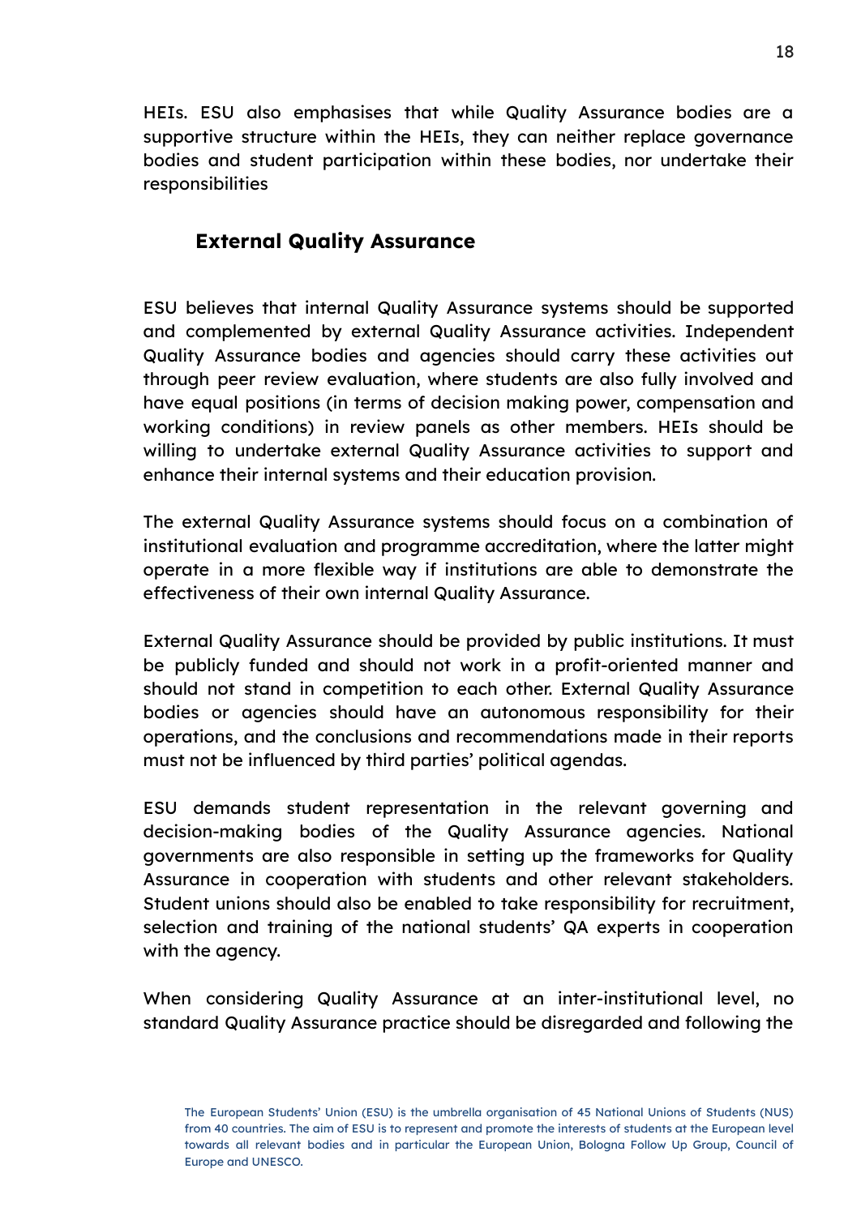HEIs. ESU also emphasises that while Quality Assurance bodies are a supportive structure within the HEIs, they can neither replace governance bodies and student participation within these bodies, nor undertake their responsibilities

## External Quality Assurance

ESU believes that internal Quality Assurance systems should be supported and complemented by external Quality Assurance activities. Independent Quality Assurance bodies and agencies should carry these activities out through peer review evaluation, where students are also fully involved and have equal positions (in terms of decision making power, compensation and working conditions) in review panels as other members. HEIs should be willing to undertake external Quality Assurance activities to support and enhance their internal systems and their education provision.

The external Quality Assurance systems should focus on a combination of institutional evaluation and programme accreditation, where the latter might operate in a more flexible way if institutions are able to demonstrate the effectiveness of their own internal Quality Assurance.

External Quality Assurance should be provided by public institutions. It must be publicly funded and should not work in a profit-oriented manner and should not stand in competition to each other. External Quality Assurance bodies or agencies should have an autonomous responsibility for their operations, and the conclusions and recommendations made in their reports must not be influenced by third parties' political agendas.

ESU demands student representation in the relevant governing and decision-making bodies of the Quality Assurance agencies. National governments are also responsible in setting up the frameworks for Quality Assurance in cooperation with students and other relevant stakeholders. Student unions should also be enabled to take responsibility for recruitment, selection and training of the national students' QA experts in cooperation with the agency.

When considering Quality Assurance at an inter-institutional level, no standard Quality Assurance practice should be disregarded and following the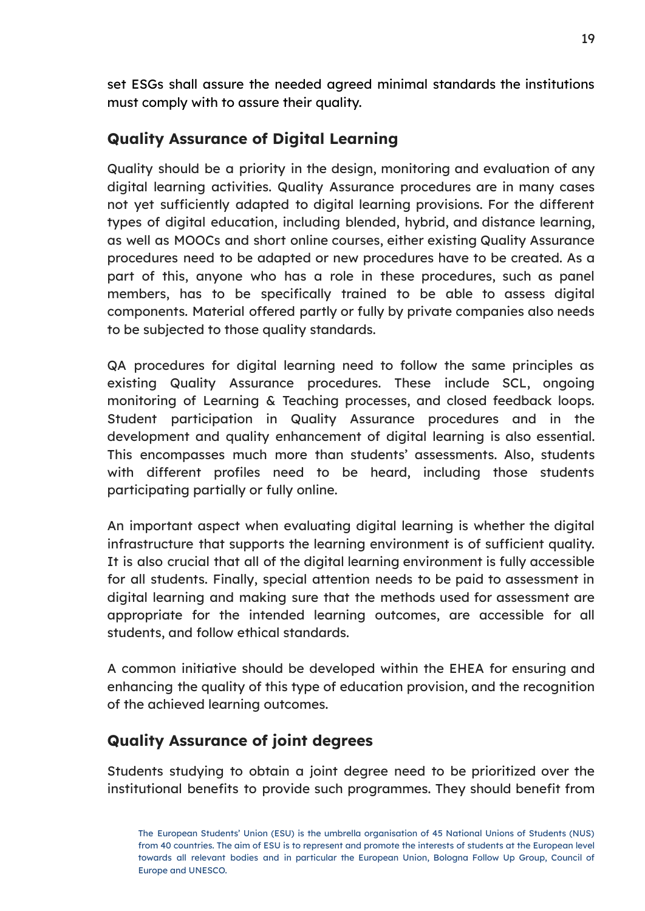set ESGs shall assure the needed agreed minimal standards the institutions must comply with to assure their quality.

## Quality Assurance of Digital Learning

Quality should be a priority in the design, monitoring and evaluation of any digital learning activities. Quality Assurance procedures are in many cases not yet sufficiently adapted to digital learning provisions. For the different types of digital education, including blended, hybrid, and distance learning, as well as MOOCs and short online courses, either existing Quality Assurance procedures need to be adapted or new procedures have to be created. As a part of this, anyone who has a role in these procedures, such as panel members, has to be specifically trained to be able to assess digital components. Material offered partly or fully by private companies also needs to be subjected to those quality standards.

QA procedures for digital learning need to follow the same principles as existing Quality Assurance procedures. These include SCL, ongoing monitoring of Learning & Teaching processes, and closed feedback loops. Student participation in Quality Assurance procedures and in the development and quality enhancement of digital learning is also essential. This encompasses much more than students' assessments. Also, students with different profiles need to be heard, including those students participating partially or fully online.

An important aspect when evaluating digital learning is whether the digital infrastructure that supports the learning environment is of sufficient quality. It is also crucial that all of the digital learning environment is fully accessible for all students. Finally, special attention needs to be paid to assessment in digital learning and making sure that the methods used for assessment are appropriate for the intended learning outcomes, are accessible for all students, and follow ethical standards.

A common initiative should be developed within the EHEA for ensuring and enhancing the quality of this type of education provision, and the recognition of the achieved learning outcomes.

## Quality Assurance of joint degrees

Students studying to obtain a joint degree need to be prioritized over the institutional benefits to provide such programmes. They should benefit from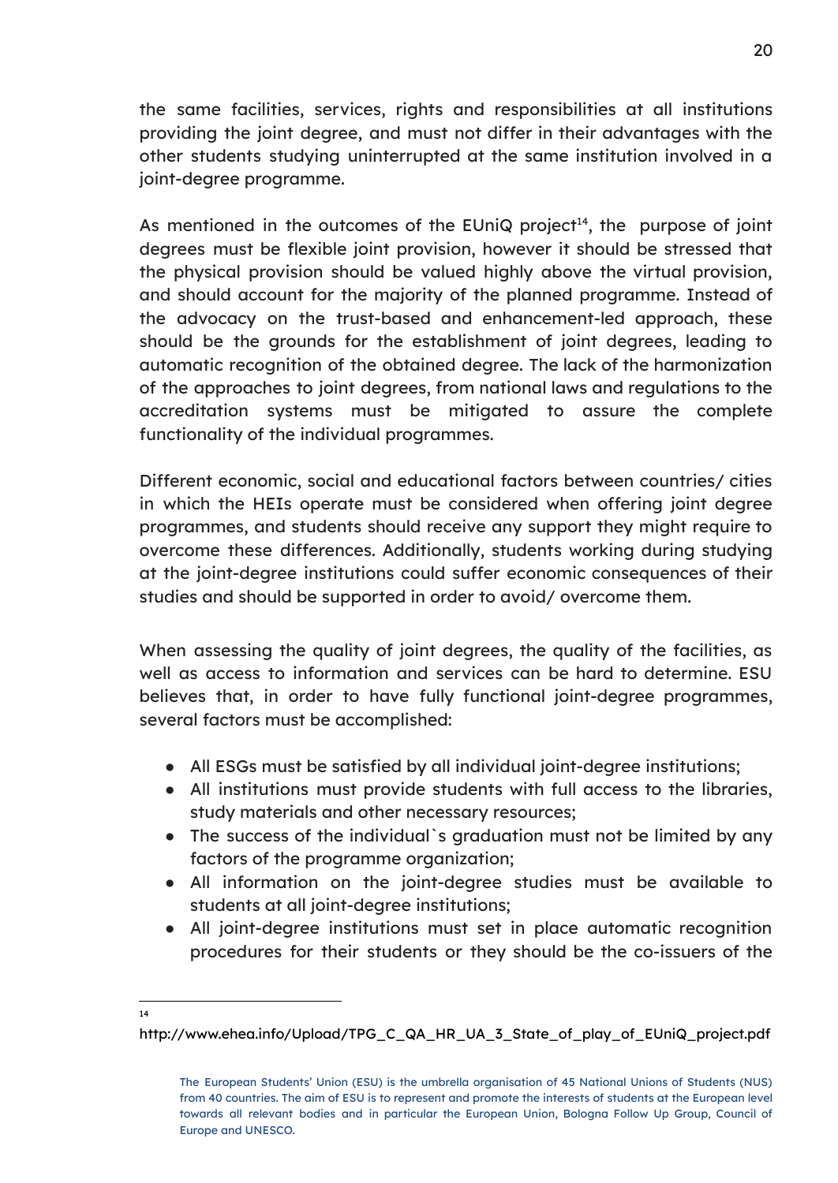the same facilities, services, rights and responsibilities at all institutions providing the joint degree, and must not differ in their advantages with the other students studying uninterrupted at the same institution involved in a joint-degree programme.

As mentioned in the outcomes of the EUniQ project[14], the purpose of joint degrees must be flexible joint provision, however it should be stressed that the physical provision should be valued highly above the virtual provision, and should account for the majority of the planned programme. Instead of the advocacy on the trust-based and enhancement-led approach, these should be the grounds for the establishment of joint degrees, leading to automatic recognition of the obtained degree. The lack of the harmonization of the approaches to joint degrees, from national laws and regulations to the accreditation systems must be mitigated to assure the complete functionality of the individual programmes.

Different economic, social and educational factors between countries/ cities in which the HEIs operate must be considered when offering joint degree programmes, and students should receive any support they might require to overcome these differences. Additionally, students working during studying at the joint-degree institutions could suffer economic consequences of their studies and should be supported in order to avoid/ overcome them.

When assessing the quality of joint degrees, the quality of the facilities, as well as access to information and services can be hard to determine. ESU believes that, in order to have fully functional joint-degree programmes, several factors must be accomplished:

- All ESGs must be satisfied by all individual joint-degree institutions;
- All institutions must provide students with full access to the libraries, study materials and other necessary resources;
- The success of the individual`s graduation must not be limited by any factors of the programme organization;
- All information on the joint-degree studies must be available to students at all joint-degree institutions;
- All joint-degree institutions must set in place automatic recognition procedures for their students or they should be the co-issuers of the

[14] http://www.ehea.info/Upload/TPG_C_QA_HR_UA_3_State_of_play_of_EUniQ_project.pdf

The European Students' Union (ESU) is the umbrella organisation of 45 National Unions of Students (NUS) from 40 countries. The aim of ESU is to represent and promote the interests of students at the European level towards all relevant bodies and in particular the European Union, Bologna Follow Up Group, Council of Europe and UNESCO.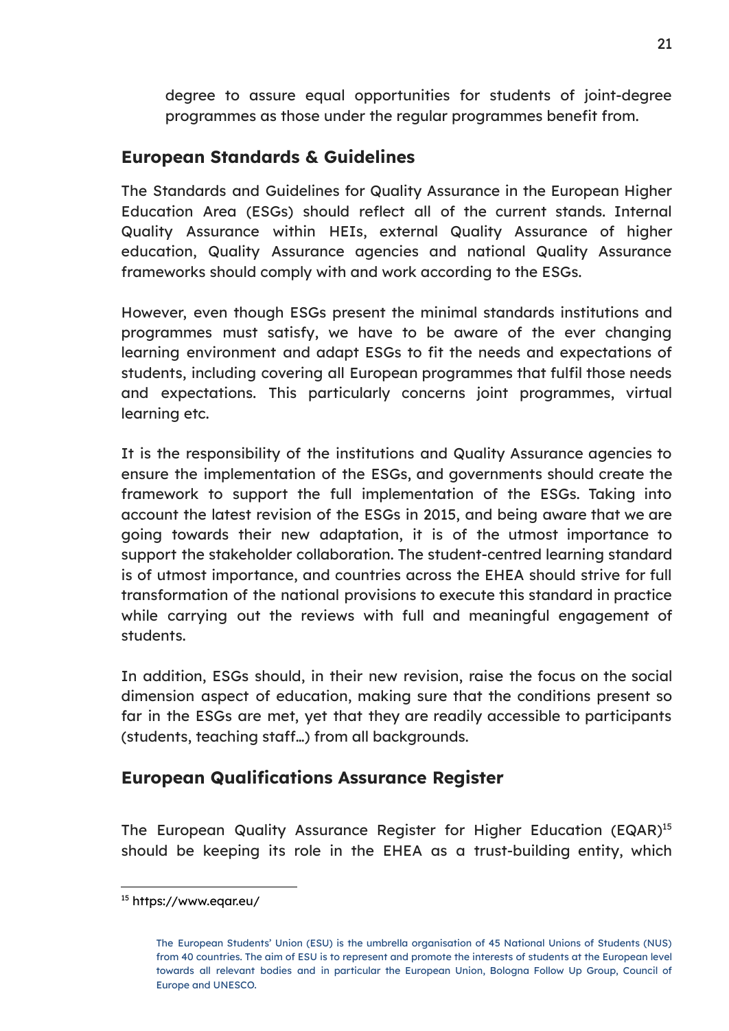degree to assure equal opportunities for students of joint-degree programmes as those under the regular programmes benefit from.

## European Standards & Guidelines

The Standards and Guidelines for Quality Assurance in the European Higher Education Area (ESGs) should reflect all of the current stands. Internal Quality Assurance within HEIs, external Quality Assurance of higher education, Quality Assurance agencies and national Quality Assurance frameworks should comply with and work according to the ESGs.

However, even though ESGs present the minimal standards institutions and programmes must satisfy, we have to be aware of the ever changing learning environment and adapt ESGs to fit the needs and expectations of students, including covering all European programmes that fulfil those needs and expectations. This particularly concerns joint programmes, virtual learning etc.

It is the responsibility of the institutions and Quality Assurance agencies to ensure the implementation of the ESGs, and governments should create the framework to support the full implementation of the ESGs. Taking into account the latest revision of the ESGs in 2015, and being aware that we are going towards their new adaptation, it is of the utmost importance to support the stakeholder collaboration. The student-centred learning standard is of utmost importance, and countries across the EHEA should strive for full transformation of the national provisions to execute this standard in practice while carrying out the reviews with full and meaningful engagement of students.

In addition, ESGs should, in their new revision, raise the focus on the social dimension aspect of education, making sure that the conditions present so far in the ESGs are met, yet that they are readily accessible to participants (students, teaching staff…) from all backgrounds.

## European Qualifications Assurance Register

The European Quality Assurance Register for Higher Education (EQAR)[15] should be keeping its role in the EHEA as a trust-building entity, which

[15] https://www.eqar.eu/

The European Students' Union (ESU) is the umbrella organisation of 45 National Unions of Students (NUS) from 40 countries. The aim of ESU is to represent and promote the interests of students at the European level towards all relevant bodies and in particular the European Union, Bologna Follow Up Group, Council of Europe and UNESCO.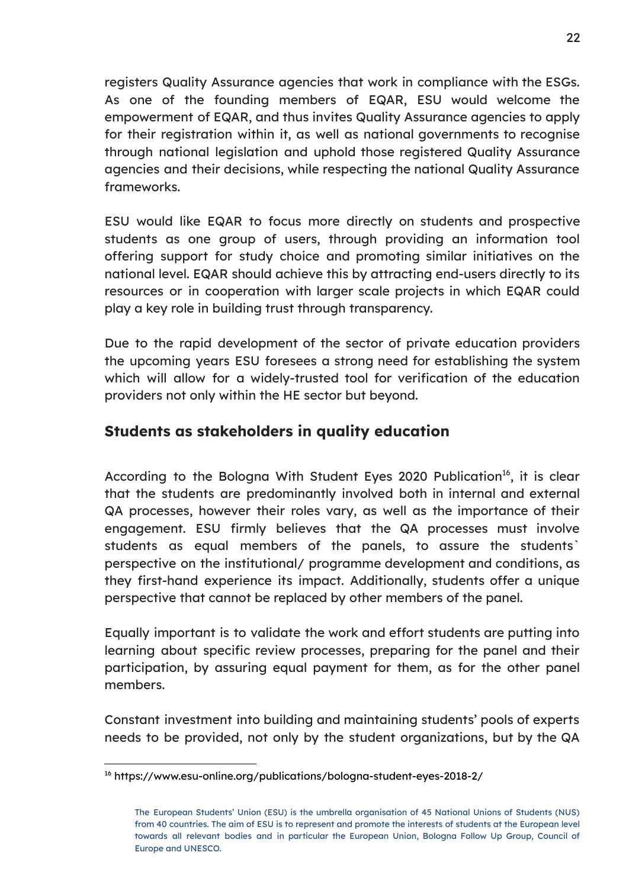registers Quality Assurance agencies that work in compliance with the ESGs. As one of the founding members of EQAR, ESU would welcome the empowerment of EQAR, and thus invites Quality Assurance agencies to apply for their registration within it, as well as national governments to recognise through national legislation and uphold those registered Quality Assurance agencies and their decisions, while respecting the national Quality Assurance frameworks.

ESU would like EQAR to focus more directly on students and prospective students as one group of users, through providing an information tool offering support for study choice and promoting similar initiatives on the national level. EQAR should achieve this by attracting end-users directly to its resources or in cooperation with larger scale projects in which EQAR could play a key role in building trust through transparency.

Due to the rapid development of the sector of private education providers the upcoming years ESU foresees a strong need for establishing the system which will allow for a widely-trusted tool for verification of the education providers not only within the HE sector but beyond.

## Students as stakeholders in quality education

According to the Bologna With Student Eyes 2020 Publication[16], it is clear that the students are predominantly involved both in internal and external QA processes, however their roles vary, as well as the importance of their engagement. ESU firmly believes that the QA processes must involve students as equal members of the panels, to assure the students` perspective on the institutional/ programme development and conditions, as they first-hand experience its impact. Additionally, students offer a unique perspective that cannot be replaced by other members of the panel.

Equally important is to validate the work and effort students are putting into learning about specific review processes, preparing for the panel and their participation, by assuring equal payment for them, as for the other panel members.

Constant investment into building and maintaining students' pools of experts needs to be provided, not only by the student organizations, but by the QA

[16] https://www.esu-online.org/publications/bologna-student-eyes-2018-2/

The European Students' Union (ESU) is the umbrella organisation of 45 National Unions of Students (NUS) from 40 countries. The aim of ESU is to represent and promote the interests of students at the European level towards all relevant bodies and in particular the European Union, Bologna Follow Up Group, Council of Europe and UNESCO.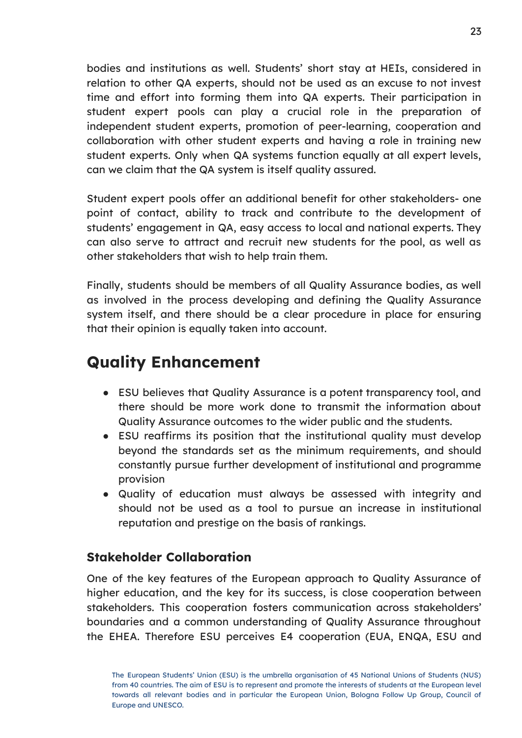bodies and institutions as well. Students' short stay at HEIs, considered in relation to other QA experts, should not be used as an excuse to not invest time and effort into forming them into QA experts. Their participation in student expert pools can play a crucial role in the preparation of independent student experts, promotion of peer-learning, cooperation and collaboration with other student experts and having a role in training new student experts. Only when QA systems function equally at all expert levels, can we claim that the QA system is itself quality assured.

Student expert pools offer an additional benefit for other stakeholders- one point of contact, ability to track and contribute to the development of students' engagement in QA, easy access to local and national experts. They can also serve to attract and recruit new students for the pool, as well as other stakeholders that wish to help train them.

Finally, students should be members of all Quality Assurance bodies, as well as involved in the process developing and defining the Quality Assurance system itself, and there should be a clear procedure in place for ensuring that their opinion is equally taken into account.

## Quality Enhancement

- ESU believes that Quality Assurance is a potent transparency tool, and there should be more work done to transmit the information about Quality Assurance outcomes to the wider public and the students.
- ESU reaffirms its position that the institutional quality must develop beyond the standards set as the minimum requirements, and should constantly pursue further development of institutional and programme provision
- Quality of education must always be assessed with integrity and should not be used as a tool to pursue an increase in institutional reputation and prestige on the basis of rankings.

### Stakeholder Collaboration

One of the key features of the European approach to Quality Assurance of higher education, and the key for its success, is close cooperation between stakeholders. This cooperation fosters communication across stakeholders' boundaries and a common understanding of Quality Assurance throughout the EHEA. Therefore ESU perceives E4 cooperation (EUA, ENQA, ESU and

The European Students' Union (ESU) is the umbrella organisation of 45 National Unions of Students (NUS) from 40 countries. The aim of ESU is to represent and promote the interests of students at the European level towards all relevant bodies and in particular the European Union, Bologna Follow Up Group, Council of Europe and UNESCO.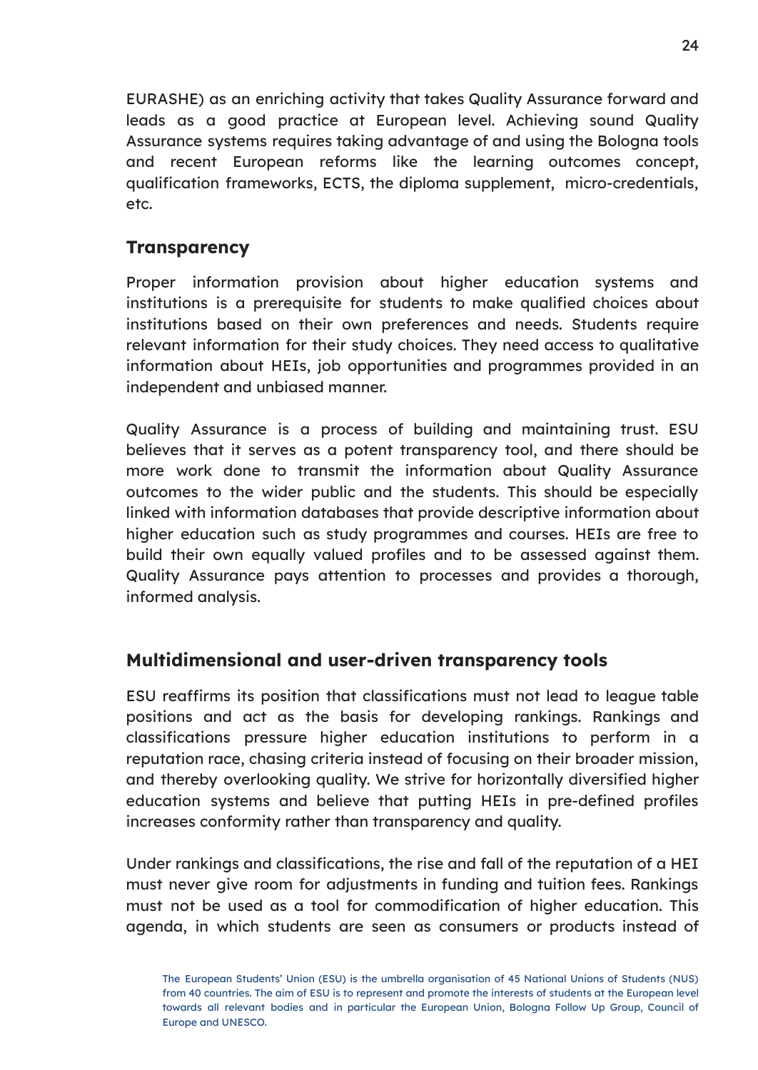EURASHE) as an enriching activity that takes Quality Assurance forward and leads as a good practice at European level. Achieving sound Quality Assurance systems requires taking advantage of and using the Bologna tools and recent European reforms like the learning outcomes concept, qualification frameworks, ECTS, the diploma supplement, micro-credentials, etc.

## Transparency

Proper information provision about higher education systems and institutions is a prerequisite for students to make qualified choices about institutions based on their own preferences and needs. Students require relevant information for their study choices. They need access to qualitative information about HEIs, job opportunities and programmes provided in an independent and unbiased manner.

Quality Assurance is a process of building and maintaining trust. ESU believes that it serves as a potent transparency tool, and there should be more work done to transmit the information about Quality Assurance outcomes to the wider public and the students. This should be especially linked with information databases that provide descriptive information about higher education such as study programmes and courses. HEIs are free to build their own equally valued profiles and to be assessed against them. Quality Assurance pays attention to processes and provides a thorough, informed analysis.

## Multidimensional and user-driven transparency tools

ESU reaffirms its position that classifications must not lead to league table positions and act as the basis for developing rankings. Rankings and classifications pressure higher education institutions to perform in a reputation race, chasing criteria instead of focusing on their broader mission, and thereby overlooking quality. We strive for horizontally diversified higher education systems and believe that putting HEIs in pre-defined profiles increases conformity rather than transparency and quality.

Under rankings and classifications, the rise and fall of the reputation of a HEI must never give room for adjustments in funding and tuition fees. Rankings must not be used as a tool for commodification of higher education. This agenda, in which students are seen as consumers or products instead of

The European Students' Union (ESU) is the umbrella organisation of 45 National Unions of Students (NUS) from 40 countries. The aim of ESU is to represent and promote the interests of students at the European level towards all relevant bodies and in particular the European Union, Bologna Follow Up Group, Council of Europe and UNESCO.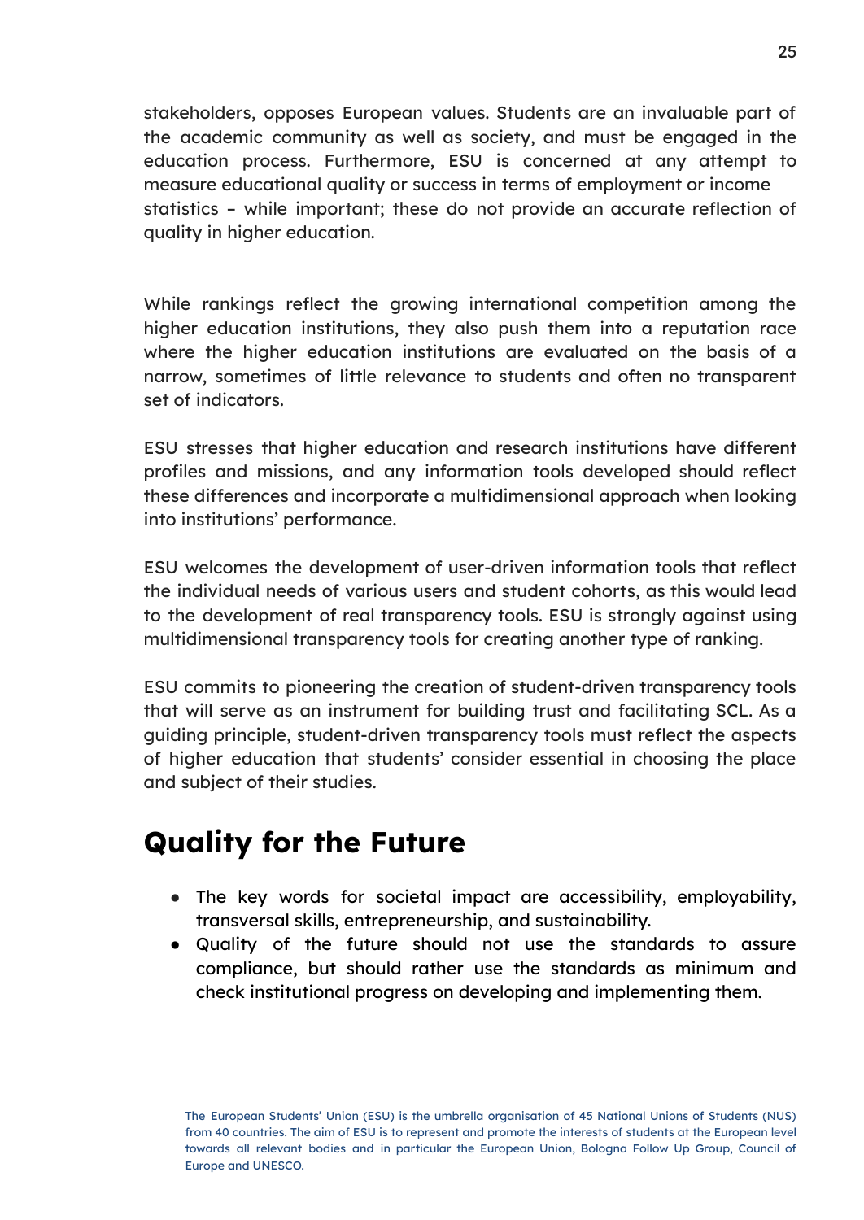stakeholders, opposes European values. Students are an invaluable part of the academic community as well as society, and must be engaged in the education process. Furthermore, ESU is concerned at any attempt to measure educational quality or success in terms of employment or income statistics – while important; these do not provide an accurate reflection of quality in higher education.

While rankings reflect the growing international competition among the higher education institutions, they also push them into a reputation race where the higher education institutions are evaluated on the basis of a narrow, sometimes of little relevance to students and often no transparent set of indicators.

ESU stresses that higher education and research institutions have different profiles and missions, and any information tools developed should reflect these differences and incorporate a multidimensional approach when looking into institutions' performance.

ESU welcomes the development of user-driven information tools that reflect the individual needs of various users and student cohorts, as this would lead to the development of real transparency tools. ESU is strongly against using multidimensional transparency tools for creating another type of ranking.

ESU commits to pioneering the creation of student-driven transparency tools that will serve as an instrument for building trust and facilitating SCL. As a guiding principle, student-driven transparency tools must reflect the aspects of higher education that students' consider essential in choosing the place and subject of their studies.

# Quality for the Future

- The key words for societal impact are accessibility, employability, transversal skills, entrepreneurship, and sustainability.
- Quality of the future should not use the standards to assure compliance, but should rather use the standards as minimum and check institutional progress on developing and implementing them.

The European Students' Union (ESU) is the umbrella organisation of 45 National Unions of Students (NUS) from 40 countries. The aim of ESU is to represent and promote the interests of students at the European level towards all relevant bodies and in particular the European Union, Bologna Follow Up Group, Council of Europe and UNESCO.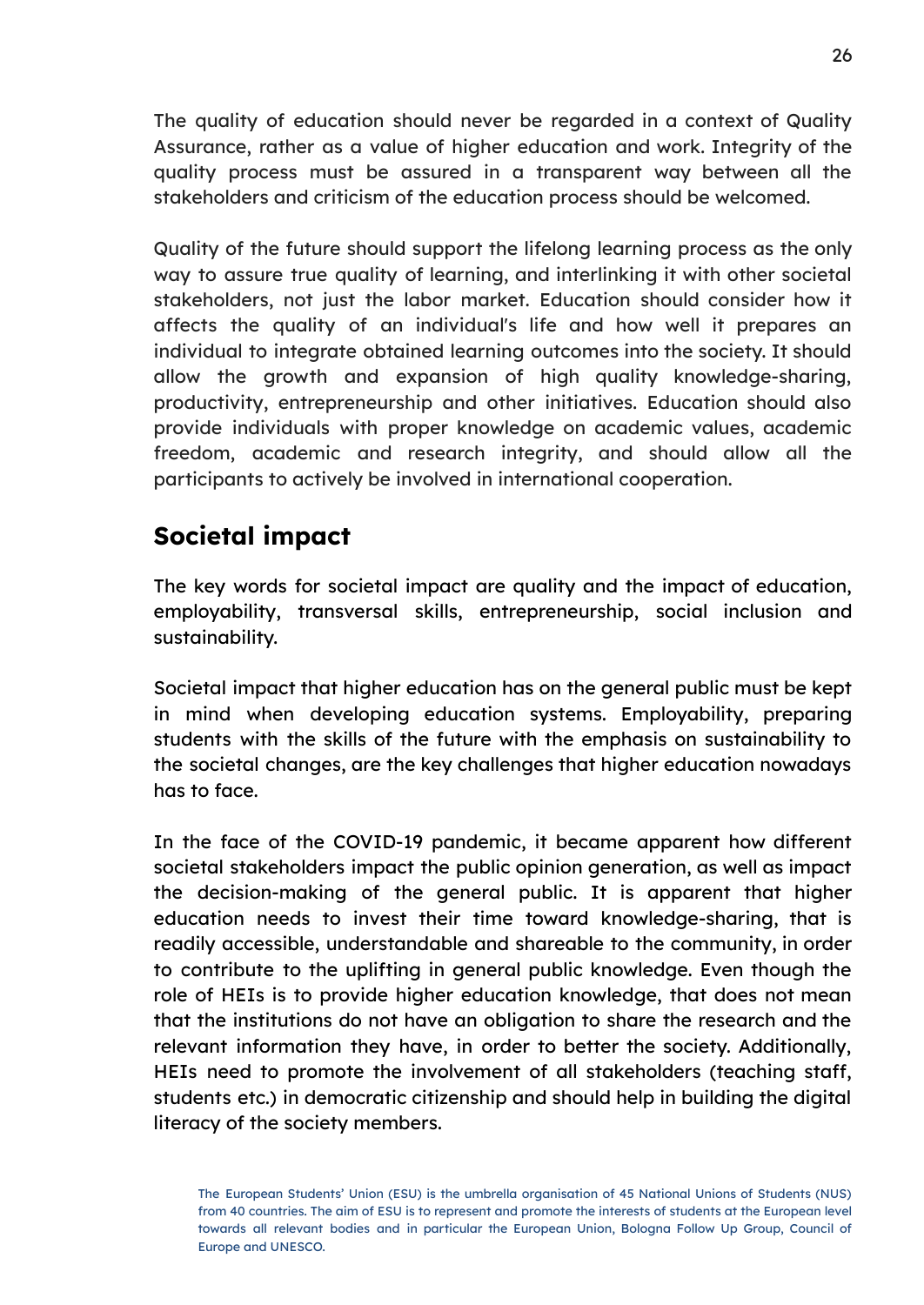The quality of education should never be regarded in a context of Quality Assurance, rather as a value of higher education and work. Integrity of the quality process must be assured in a transparent way between all the stakeholders and criticism of the education process should be welcomed.

Quality of the future should support the lifelong learning process as the only way to assure true quality of learning, and interlinking it with other societal stakeholders, not just the labor market. Education should consider how it affects the quality of an individual's life and how well it prepares an individual to integrate obtained learning outcomes into the society. It should allow the growth and expansion of high quality knowledge-sharing, productivity, entrepreneurship and other initiatives. Education should also provide individuals with proper knowledge on academic values, academic freedom, academic and research integrity, and should allow all the participants to actively be involved in international cooperation.

## Societal impact

The key words for societal impact are quality and the impact of education, employability, transversal skills, entrepreneurship, social inclusion and sustainability.

Societal impact that higher education has on the general public must be kept in mind when developing education systems. Employability, preparing students with the skills of the future with the emphasis on sustainability to the societal changes, are the key challenges that higher education nowadays has to face.

In the face of the COVID-19 pandemic, it became apparent how different societal stakeholders impact the public opinion generation, as well as impact the decision-making of the general public. It is apparent that higher education needs to invest their time toward knowledge-sharing, that is readily accessible, understandable and shareable to the community, in order to contribute to the uplifting in general public knowledge. Even though the role of HEIs is to provide higher education knowledge, that does not mean that the institutions do not have an obligation to share the research and the relevant information they have, in order to better the society. Additionally, HEIs need to promote the involvement of all stakeholders (teaching staff, students etc.) in democratic citizenship and should help in building the digital literacy of the society members.

The European Students' Union (ESU) is the umbrella organisation of 45 National Unions of Students (NUS) from 40 countries. The aim of ESU is to represent and promote the interests of students at the European level towards all relevant bodies and in particular the European Union, Bologna Follow Up Group, Council of Europe and UNESCO.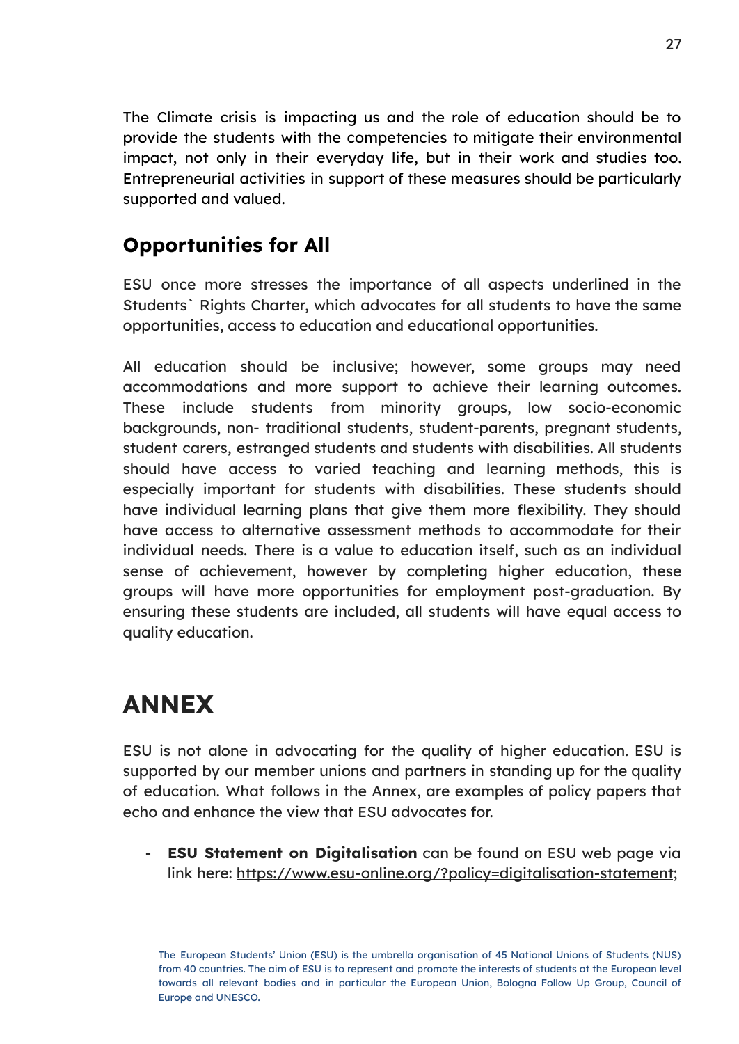The Climate crisis is impacting us and the role of education should be to provide the students with the competencies to mitigate their environmental impact, not only in their everyday life, but in their work and studies too. Entrepreneurial activities in support of these measures should be particularly supported and valued.

## Opportunities for All

ESU once more stresses the importance of all aspects underlined in the Students` Rights Charter, which advocates for all students to have the same opportunities, access to education and educational opportunities.

All education should be inclusive; however, some groups may need accommodations and more support to achieve their learning outcomes. These include students from minority groups, low socio-economic backgrounds, non- traditional students, student-parents, pregnant students, student carers, estranged students and students with disabilities. All students should have access to varied teaching and learning methods, this is especially important for students with disabilities. These students should have individual learning plans that give them more flexibility. They should have access to alternative assessment methods to accommodate for their individual needs. There is a value to education itself, such as an individual sense of achievement, however by completing higher education, these groups will have more opportunities for employment post-graduation. By ensuring these students are included, all students will have equal access to quality education.

# ANNEX

ESU is not alone in advocating for the quality of higher education. ESU is supported by our member unions and partners in standing up for the quality of education. What follows in the Annex, are examples of policy papers that echo and enhance the view that ESU advocates for.

- **ESU Statement on Digitalisation** can be found on ESU web page via link here: https://www.esu-online.org/?policy=digitalisation-statement;

The European Students' Union (ESU) is the umbrella organisation of 45 National Unions of Students (NUS) from 40 countries. The aim of ESU is to represent and promote the interests of students at the European level towards all relevant bodies and in particular the European Union, Bologna Follow Up Group, Council of Europe and UNESCO.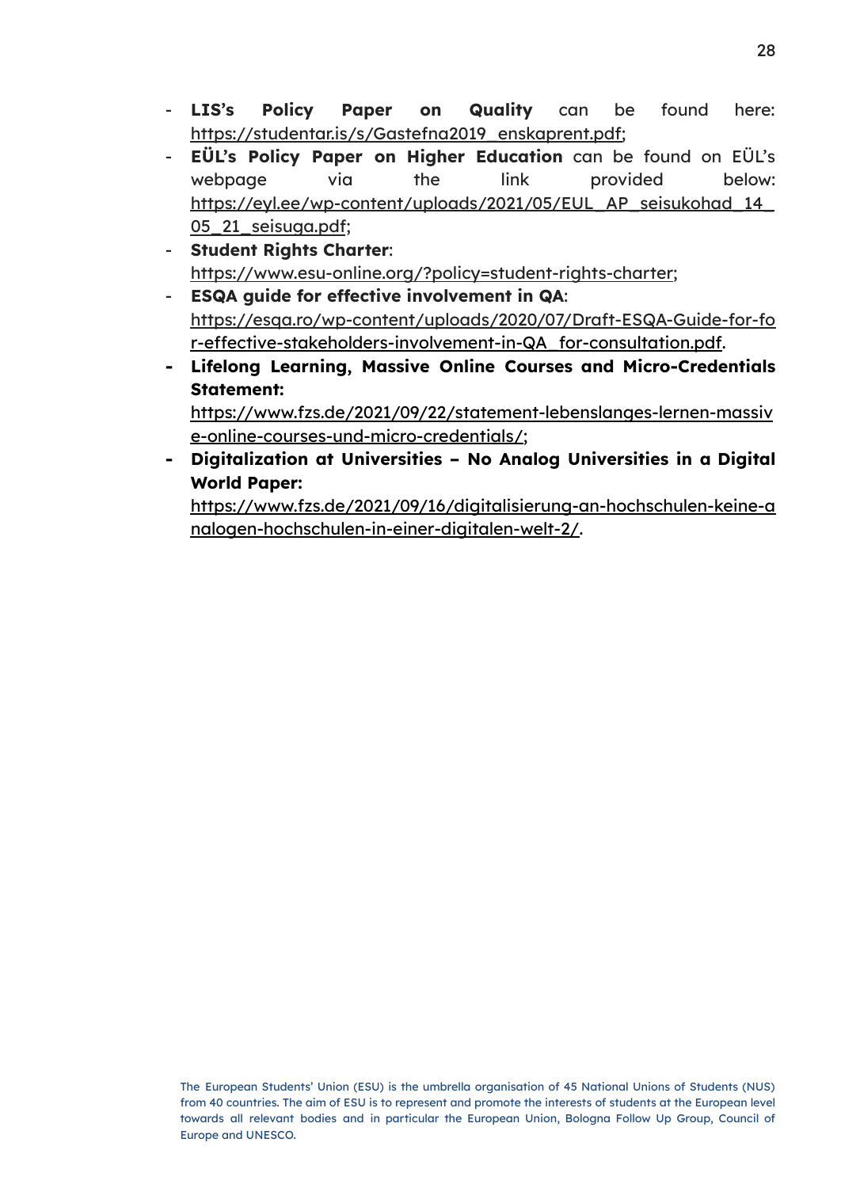- **LIS's Policy Paper on Quality** can be found here: https://studentar.is/s/Gastefna2019_enskaprent.pdf;
- **EÜL's Policy Paper on Higher Education** can be found on EÜL's webpage via the link provided below: https://eyl.ee/wp-content/uploads/2021/05/EUL_AP_seisukohad_14_05_21_seisuga.pdf;
- **Student Rights Charter**: https://www.esu-online.org/?policy=student-rights-charter;
- **ESQA guide for effective involvement in QA**: https://esqa.ro/wp-content/uploads/2020/07/Draft-ESQA-Guide-for-for-effective-stakeholders-involvement-in-QA_for-consultation.pdf.
- **Lifelong Learning, Massive Online Courses and Micro-Credentials Statement:** https://www.fzs.de/2021/09/22/statement-lebenslanges-lernen-massive-online-courses-und-micro-credentials/;
- **Digitalization at Universities – No Analog Universities in a Digital World Paper:** https://www.fzs.de/2021/09/16/digitalisierung-an-hochschulen-keine-analogen-hochschulen-in-einer-digitalen-welt-2/.

The European Students' Union (ESU) is the umbrella organisation of 45 National Unions of Students (NUS) from 40 countries. The aim of ESU is to represent and promote the interests of students at the European level towards all relevant bodies and in particular the European Union, Bologna Follow Up Group, Council of Europe and UNESCO.